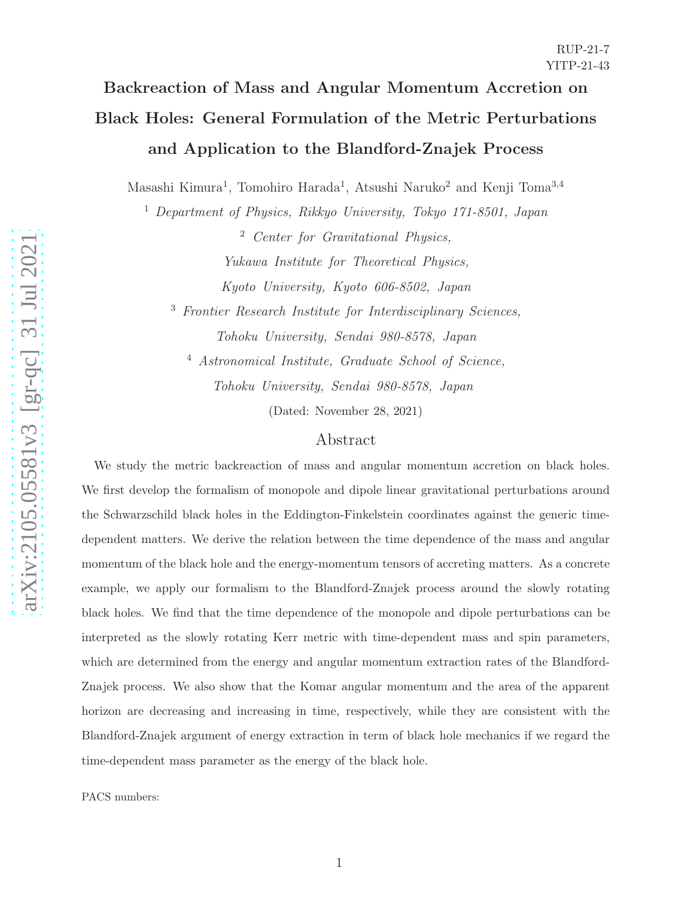RUP-21-7
YITP-21-43

# Backreaction of Mass and Angular Momentum Accretion on Black Holes: General Formulation of the Metric Perturbations and Application to the Blandford-Znajek Process

Masashi Kimura[1], Tomohiro Harada[1], Atsushi Naruko[2] and Kenji Toma[3,4]

[1] *Department of Physics, Rikkyo University, Tokyo 171-8501, Japan*

[2] *Center for Gravitational Physics, Yukawa Institute for Theoretical Physics, Kyoto University, Kyoto 606-8502, Japan*

[3] *Frontier Research Institute for Interdisciplinary Sciences, Tohoku University, Sendai 980-8578, Japan*

[4] *Astronomical Institute, Graduate School of Science, Tohoku University, Sendai 980-8578, Japan*

(Dated: November 28, 2021)

## Abstract

We study the metric backreaction of mass and angular momentum accretion on black holes. We first develop the formalism of monopole and dipole linear gravitational perturbations around the Schwarzschild black holes in the Eddington-Finkelstein coordinates against the generic time-dependent matters. We derive the relation between the time dependence of the mass and angular momentum of the black hole and the energy-momentum tensors of accreting matters. As a concrete example, we apply our formalism to the Blandford-Znajek process around the slowly rotating black holes. We find that the time dependence of the monopole and dipole perturbations can be interpreted as the slowly rotating Kerr metric with time-dependent mass and spin parameters, which are determined from the energy and angular momentum extraction rates of the Blandford-Znajek process. We also show that the Komar angular momentum and the area of the apparent horizon are decreasing and increasing in time, respectively, while they are consistent with the Blandford-Znajek argument of energy extraction in term of black hole mechanics if we regard the time-dependent mass parameter as the energy of the black hole.

PACS numbers: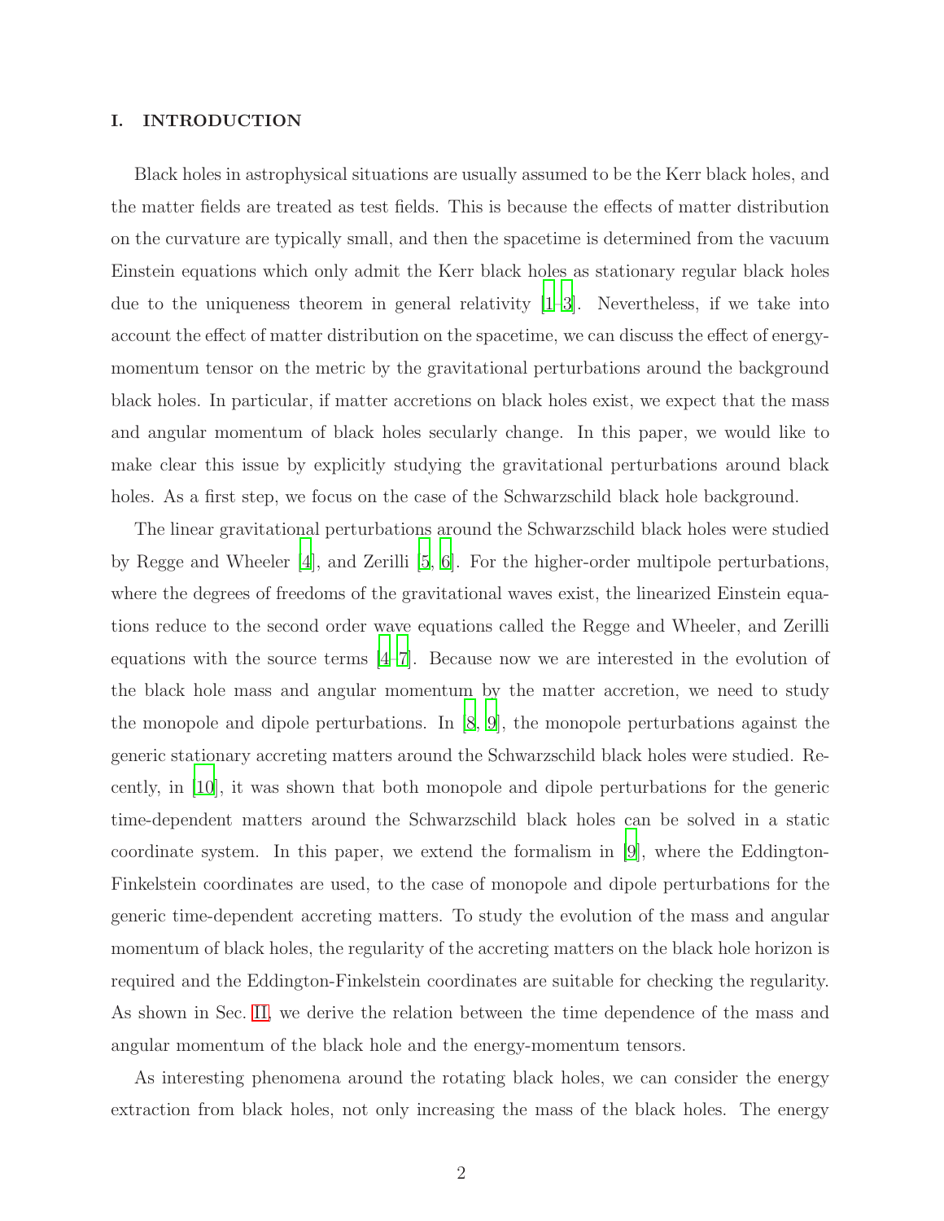## I. INTRODUCTION

Black holes in astrophysical situations are usually assumed to be the Kerr black holes, and the matter fields are treated as test fields. This is because the effects of matter distribution on the curvature are typically small, and then the spacetime is determined from the vacuum Einstein equations which only admit the Kerr black holes as stationary regular black holes due to the uniqueness theorem in general relativity [1–3]. Nevertheless, if we take into account the effect of matter distribution on the spacetime, we can discuss the effect of energy-momentum tensor on the metric by the gravitational perturbations around the background black holes. In particular, if matter accretions on black holes exist, we expect that the mass and angular momentum of black holes secularly change. In this paper, we would like to make clear this issue by explicitly studying the gravitational perturbations around black holes. As a first step, we focus on the case of the Schwarzschild black hole background.

The linear gravitational perturbations around the Schwarzschild black holes were studied by Regge and Wheeler [4], and Zerilli [5, 6]. For the higher-order multipole perturbations, where the degrees of freedoms of the gravitational waves exist, the linearized Einstein equations reduce to the second order wave equations called the Regge and Wheeler, and Zerilli equations with the source terms [4–7]. Because now we are interested in the evolution of the black hole mass and angular momentum by the matter accretion, we need to study the monopole and dipole perturbations. In [8, 9], the monopole perturbations against the generic stationary accreting matters around the Schwarzschild black holes were studied. Recently, in [10], it was shown that both monopole and dipole perturbations for the generic time-dependent matters around the Schwarzschild black holes can be solved in a static coordinate system. In this paper, we extend the formalism in [9], where the Eddington-Finkelstein coordinates are used, to the case of monopole and dipole perturbations for the generic time-dependent accreting matters. To study the evolution of the mass and angular momentum of black holes, the regularity of the accreting matters on the black hole horizon is required and the Eddington-Finkelstein coordinates are suitable for checking the regularity. As shown in Sec. II, we derive the relation between the time dependence of the mass and angular momentum of the black hole and the energy-momentum tensors.

As interesting phenomena around the rotating black holes, we can consider the energy extraction from black holes, not only increasing the mass of the black holes. The energy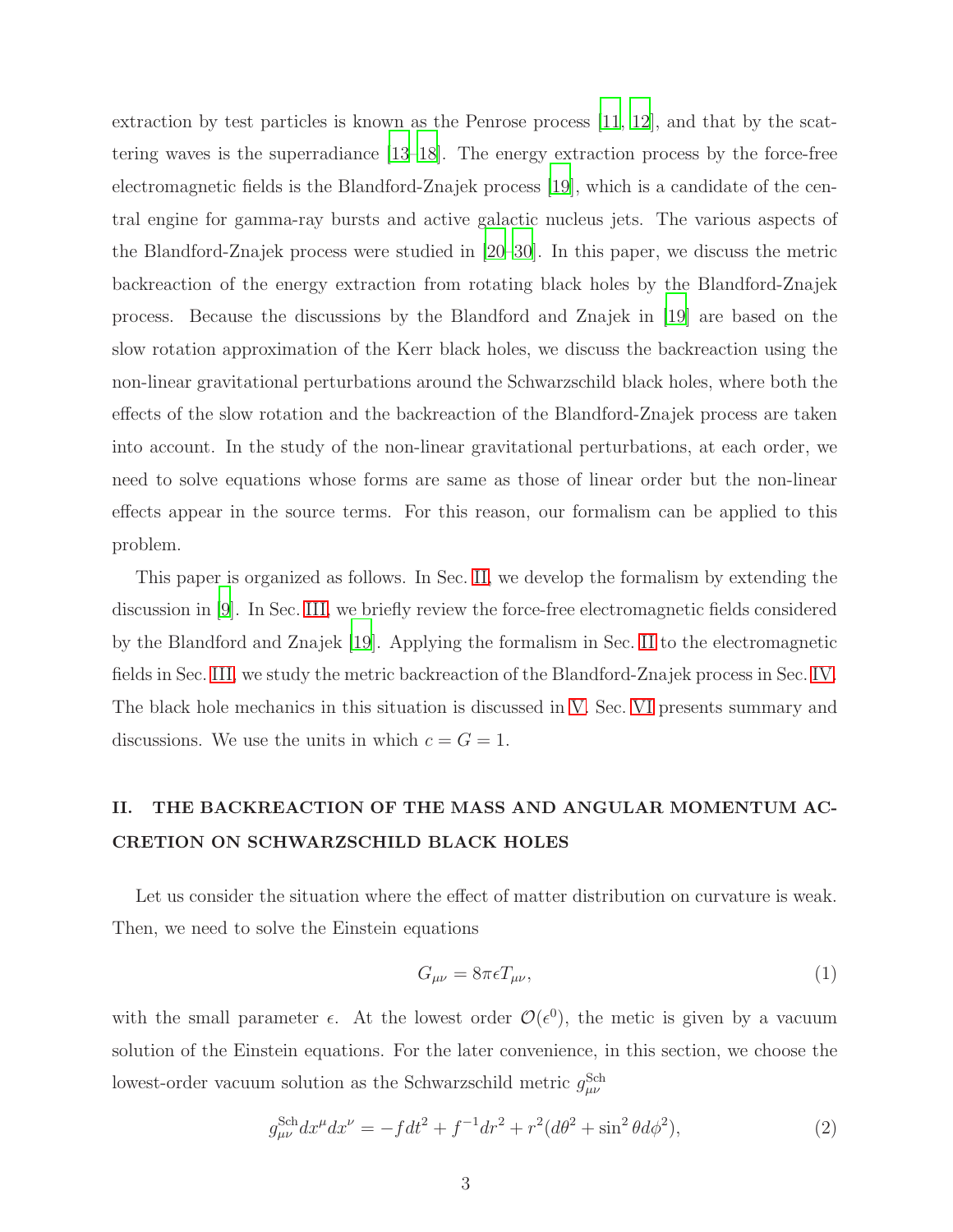extraction by test particles is known as the Penrose process [11, 12], and that by the scattering waves is the superradiance [13–18]. The energy extraction process by the force-free electromagnetic fields is the Blandford-Znajek process [19], which is a candidate of the central engine for gamma-ray bursts and active galactic nucleus jets. The various aspects of the Blandford-Znajek process were studied in [20–30]. In this paper, we discuss the metric backreaction of the energy extraction from rotating black holes by the Blandford-Znajek process. Because the discussions by the Blandford and Znajek in [19] are based on the slow rotation approximation of the Kerr black holes, we discuss the backreaction using the non-linear gravitational perturbations around the Schwarzschild black holes, where both the effects of the slow rotation and the backreaction of the Blandford-Znajek process are taken into account. In the study of the non-linear gravitational perturbations, at each order, we need to solve equations whose forms are same as those of linear order but the non-linear effects appear in the source terms. For this reason, our formalism can be applied to this problem.

This paper is organized as follows. In Sec. II, we develop the formalism by extending the discussion in [9]. In Sec. III, we briefly review the force-free electromagnetic fields considered by the Blandford and Znajek [19]. Applying the formalism in Sec. II to the electromagnetic fields in Sec. III, we study the metric backreaction of the Blandford-Znajek process in Sec. IV. The black hole mechanics in this situation is discussed in V. Sec. VI presents summary and discussions. We use the units in which $c = G = 1$.

## II. THE BACKREACTION OF THE MASS AND ANGULAR MOMENTUM ACCRETION ON SCHWARZSCHILD BLACK HOLES

Let us consider the situation where the effect of matter distribution on curvature is weak. Then, we need to solve the Einstein equations

$$G_{\mu\nu} = 8\pi\epsilon T_{\mu\nu}, \tag{1}$$

with the small parameter $\epsilon$. At the lowest order $\mathcal{O}(\epsilon^0)$, the metic is given by a vacuum solution of the Einstein equations. For the later convenience, in this section, we choose the lowest-order vacuum solution as the Schwarzschild metric $g^{\rm Sch}_{\mu\nu}$

$$g^{\rm Sch}_{\mu\nu}dx^\mu dx^\nu = -f dt^2 + f^{-1}dr^2 + r^2(d\theta^2 + \sin^2\theta d\phi^2), \tag{2}$$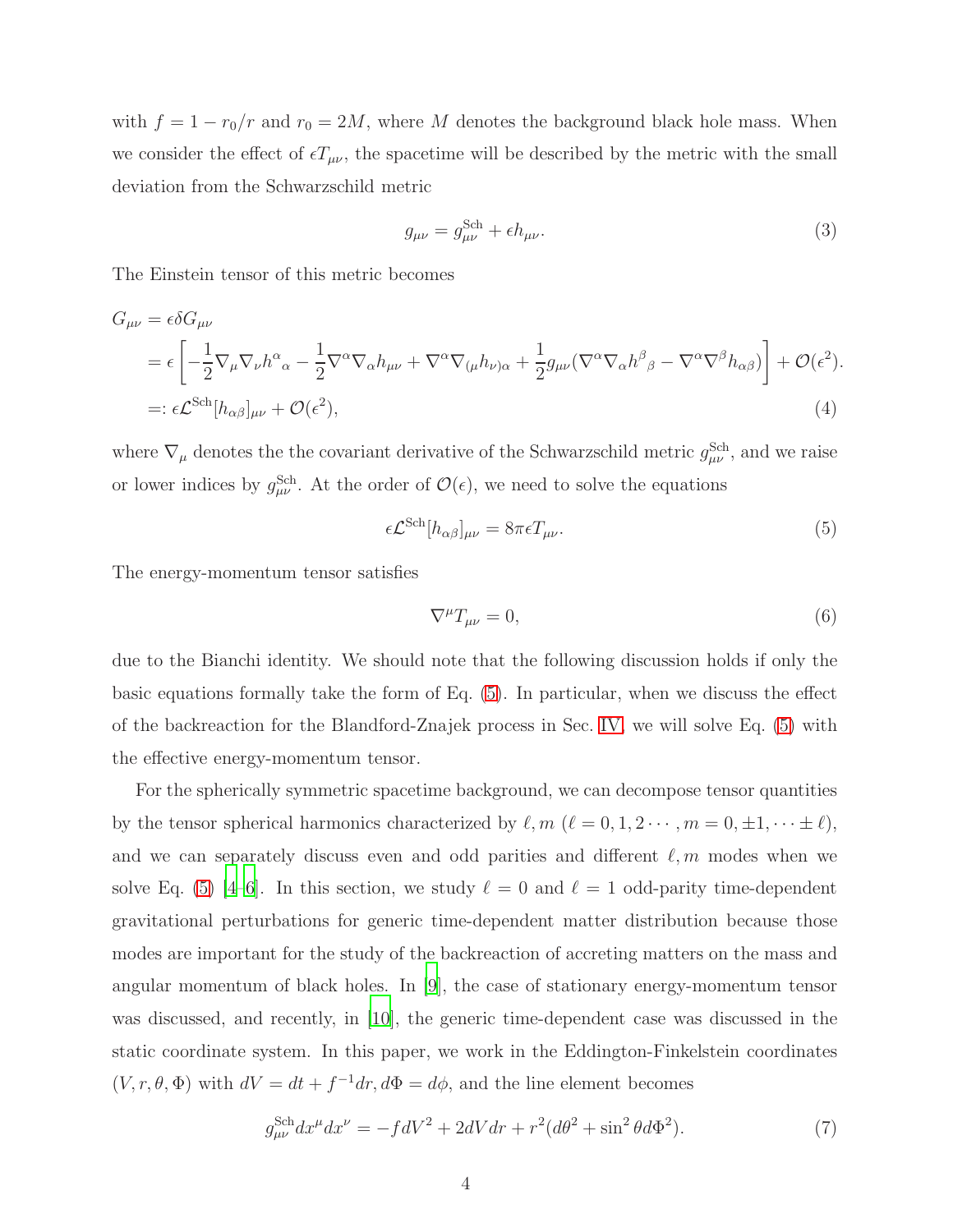with $f = 1 - r_0/r$ and $r_0 = 2M$, where $M$ denotes the background black hole mass. When we consider the effect of $\epsilon T_{\mu\nu}$, the spacetime will be described by the metric with the small deviation from the Schwarzschild metric

$$g_{\mu\nu} = g^{\rm Sch}_{\mu\nu} + \epsilon h_{\mu\nu}. \tag{3}$$

The Einstein tensor of this metric becomes

$$\begin{aligned}
G_{\mu\nu} &= \epsilon \delta G_{\mu\nu} \\
&= \epsilon \left[ -\frac{1}{2}\nabla_\mu \nabla_\nu h^\alpha{}_\alpha - \frac{1}{2}\nabla^\alpha \nabla_\alpha h_{\mu\nu} + \nabla^\alpha \nabla_{(\mu} h_{\nu)\alpha} + \frac{1}{2} g_{\mu\nu} (\nabla^\alpha \nabla_\alpha h^\beta{}_\beta - \nabla^\alpha \nabla^\beta h_{\alpha\beta}) \right] + \mathcal{O}(\epsilon^2). \\
&=: \epsilon \mathcal{L}^{\rm Sch}[h_{\alpha\beta}]_{\mu\nu} + \mathcal{O}(\epsilon^2),
\end{aligned} \tag{4}$$

where $\nabla_\mu$ denotes the the covariant derivative of the Schwarzschild metric $g^{\rm Sch}_{\mu\nu}$, and we raise or lower indices by $g^{\rm Sch}_{\mu\nu}$. At the order of $\mathcal{O}(\epsilon)$, we need to solve the equations

$$\epsilon \mathcal{L}^{\rm Sch}[h_{\alpha\beta}]_{\mu\nu} = 8\pi \epsilon T_{\mu\nu}. \tag{5}$$

The energy-momentum tensor satisfies

$$\nabla^\mu T_{\mu\nu} = 0, \tag{6}$$

due to the Bianchi identity. We should note that the following discussion holds if only the basic equations formally take the form of Eq. (5). In particular, when we discuss the effect of the backreaction for the Blandford-Znajek process in Sec. IV, we will solve Eq. (5) with the effective energy-momentum tensor.

For the spherically symmetric spacetime background, we can decompose tensor quantities by the tensor spherical harmonics characterized by $\ell, m$ ($\ell = 0, 1, 2 \cdots, m = 0, \pm 1, \cdots \pm \ell$), and we can separately discuss even and odd parities and different $\ell, m$ modes when we solve Eq. (5) [4–6]. In this section, we study $\ell = 0$ and $\ell = 1$ odd-parity time-dependent gravitational perturbations for generic time-dependent matter distribution because those modes are important for the study of the backreaction of accreting matters on the mass and angular momentum of black holes. In [9], the case of stationary energy-momentum tensor was discussed, and recently, in [10], the generic time-dependent case was discussed in the static coordinate system. In this paper, we work in the Eddington-Finkelstein coordinates $(V, r, \theta, \Phi)$ with $dV = dt + f^{-1}dr, d\Phi = d\phi$, and the line element becomes

$$g^{\rm Sch}_{\mu\nu} dx^\mu dx^\nu = -f dV^2 + 2 dV dr + r^2 (d\theta^2 + \sin^2\theta d\Phi^2). \tag{7}$$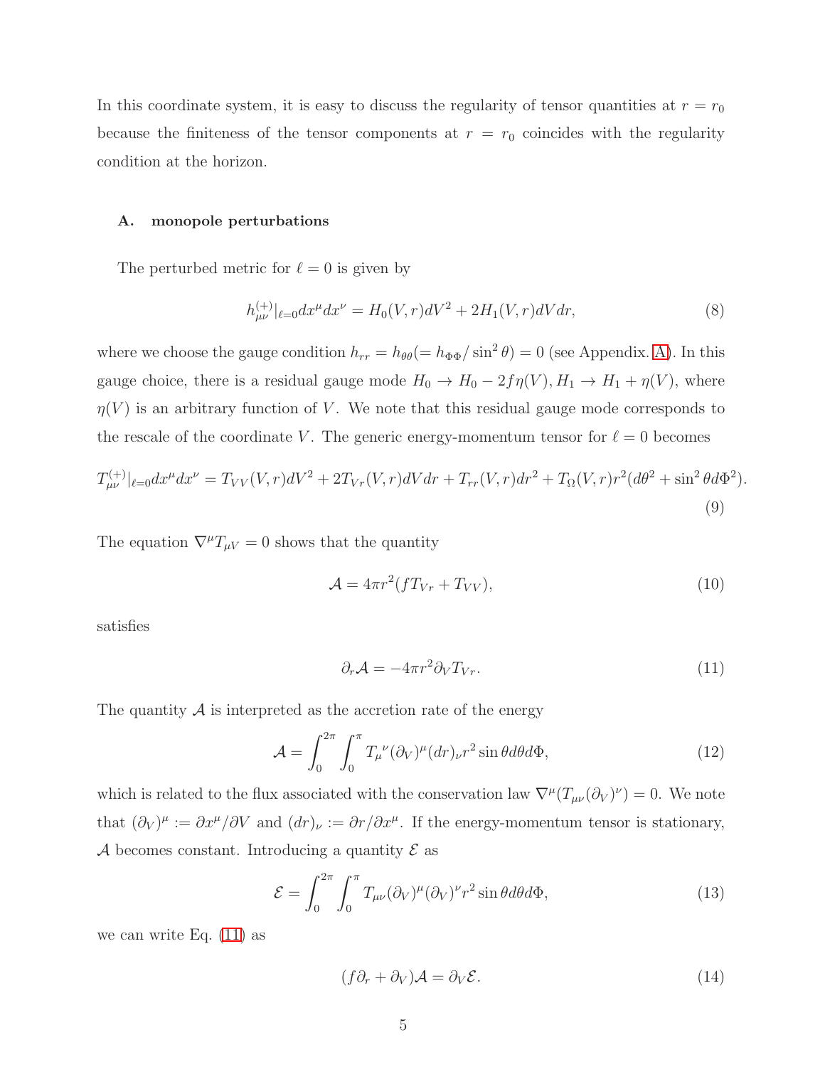In this coordinate system, it is easy to discuss the regularity of tensor quantities at $r = r_0$ because the finiteness of the tensor components at $r = r_0$ coincides with the regularity condition at the horizon.

### A. monopole perturbations

The perturbed metric for $\ell = 0$ is given by

$$h^{(+)}_{\mu\nu}|_{\ell=0} dx^\mu dx^\nu = H_0(V, r) dV^2 + 2H_1(V, r) dV dr, \tag{8}$$

where we choose the gauge condition $h_{rr} = h_{\theta\theta} (= h_{\Phi\Phi}/\sin^2\theta) = 0$ (see Appendix. A). In this gauge choice, there is a residual gauge mode $H_0 \to H_0 - 2f\eta(V), H_1 \to H_1 + \eta(V)$, where $\eta(V)$ is an arbitrary function of $V$. We note that this residual gauge mode corresponds to the rescale of the coordinate $V$. The generic energy-momentum tensor for $\ell = 0$ becomes

$$T^{(+)}_{\mu\nu}|_{\ell=0} dx^\mu dx^\nu = T_{VV}(V, r) dV^2 + 2T_{Vr}(V, r) dV dr + T_{rr}(V, r) dr^2 + T_\Omega(V, r) r^2 (d\theta^2 + \sin^2\theta d\Phi^2). \tag{9}$$

The equation $\nabla^\mu T_{\mu V} = 0$ shows that the quantity

$$\mathcal{A} = 4\pi r^2 (f T_{Vr} + T_{VV}), \tag{10}$$

satisfies

$$\partial_r \mathcal{A} = -4\pi r^2 \partial_V T_{Vr}. \tag{11}$$

The quantity $\mathcal{A}$ is interpreted as the accretion rate of the energy

$$\mathcal{A} = \int_0^{2\pi} \int_0^\pi T_\mu{}^\nu (\partial_V)^\mu (dr)_\nu r^2 \sin\theta d\theta d\Phi, \tag{12}$$

which is related to the flux associated with the conservation law $\nabla^\mu (T_{\mu\nu} (\partial_V)^\nu) = 0$. We note that $(\partial_V)^\mu := \partial x^\mu / \partial V$ and $(dr)_\nu := \partial r / \partial x^\mu$. If the energy-momentum tensor is stationary, $\mathcal{A}$ becomes constant. Introducing a quantity $\mathcal{E}$ as

$$\mathcal{E} = \int_0^{2\pi} \int_0^\pi T_{\mu\nu} (\partial_V)^\mu (\partial_V)^\nu r^2 \sin\theta d\theta d\Phi, \tag{13}$$

we can write Eq. (11) as

$$(f\partial_r + \partial_V)\mathcal{A} = \partial_V \mathcal{E}. \tag{14}$$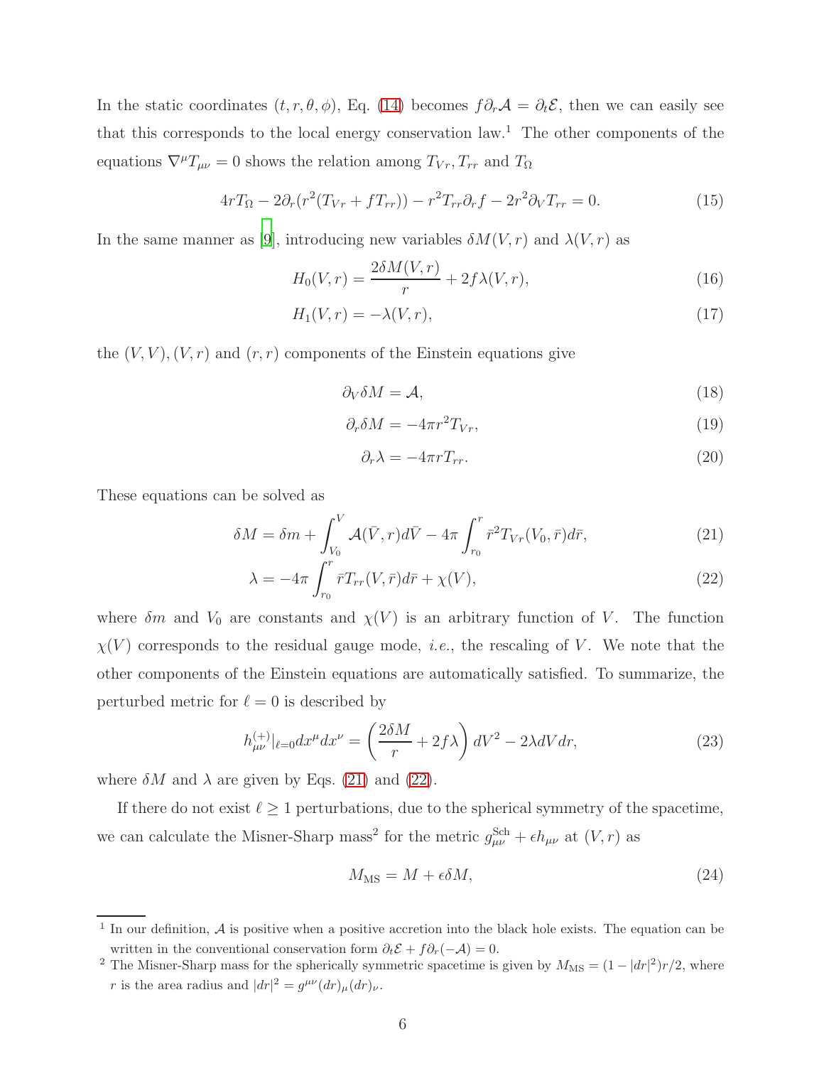In the static coordinates $(t, r, \theta, \phi)$, Eq. (14) becomes $f\partial_r \mathcal{A} = \partial_t \mathcal{E}$, then we can easily see that this corresponds to the local energy conservation law.[1] The other components of the equations $\nabla^\mu T_{\mu\nu} = 0$ shows the relation among $T_{Vr}, T_{rr}$ and $T_\Omega$

$$4rT_\Omega - 2\partial_r(r^2(T_{Vr} + fT_{rr})) - r^2 T_{rr}\partial_r f - 2r^2\partial_V T_{rr} = 0. \tag{15}$$

In the same manner as [9], introducing new variables $\delta M(V, r)$ and $\lambda(V, r)$ as

$$H_0(V, r) = \frac{2\delta M(V, r)}{r} + 2f\lambda(V, r), \tag{16}$$

$$H_1(V, r) = -\lambda(V, r), \tag{17}$$

the $(V, V), (V, r)$ and $(r, r)$ components of the Einstein equations give

$$\partial_V \delta M = \mathcal{A}, \tag{18}$$

$$\partial_r \delta M = -4\pi r^2 T_{Vr}, \tag{19}$$

$$\partial_r \lambda = -4\pi r T_{rr}. \tag{20}$$

These equations can be solved as

$$\delta M = \delta m + \int_{V_0}^{V} \mathcal{A}(\bar{V}, r) d\bar{V} - 4\pi \int_{r_0}^{r} \bar{r}^2 T_{Vr}(V_0, \bar{r}) d\bar{r}, \tag{21}$$

$$\lambda = -4\pi \int_{r_0}^{r} \bar{r} T_{rr}(V, \bar{r}) d\bar{r} + \chi(V), \tag{22}$$

where $\delta m$ and $V_0$ are constants and $\chi(V)$ is an arbitrary function of $V$. The function $\chi(V)$ corresponds to the residual gauge mode, *i.e.*, the rescaling of $V$. We note that the other components of the Einstein equations are automatically satisfied. To summarize, the perturbed metric for $\ell = 0$ is described by

$$h^{(+)}_{\mu\nu}|_{\ell=0} dx^\mu dx^\nu = \left(\frac{2\delta M}{r} + 2f\lambda\right) dV^2 - 2\lambda dV dr, \tag{23}$$

where $\delta M$ and $\lambda$ are given by Eqs. (21) and (22).

If there do not exist $\ell \geq 1$ perturbations, due to the spherical symmetry of the spacetime, we can calculate the Misner-Sharp mass[2] for the metric $g^{\rm Sch}_{\mu\nu} + \epsilon h_{\mu\nu}$ at $(V, r)$ as

$$M_{\rm MS} = M + \epsilon \delta M, \tag{24}$$

---

[1] In our definition, $\mathcal{A}$ is positive when a positive accretion into the black hole exists. The equation can be written in the conventional conservation form $\partial_t \mathcal{E} + f\partial_r(-\mathcal{A}) = 0$.

[2] The Misner-Sharp mass for the spherically symmetric spacetime is given by $M_{\rm MS} = (1 - |dr|^2)r/2$, where $r$ is the area radius and $|dr|^2 = g^{\mu\nu}(dr)_\mu(dr)_\nu$.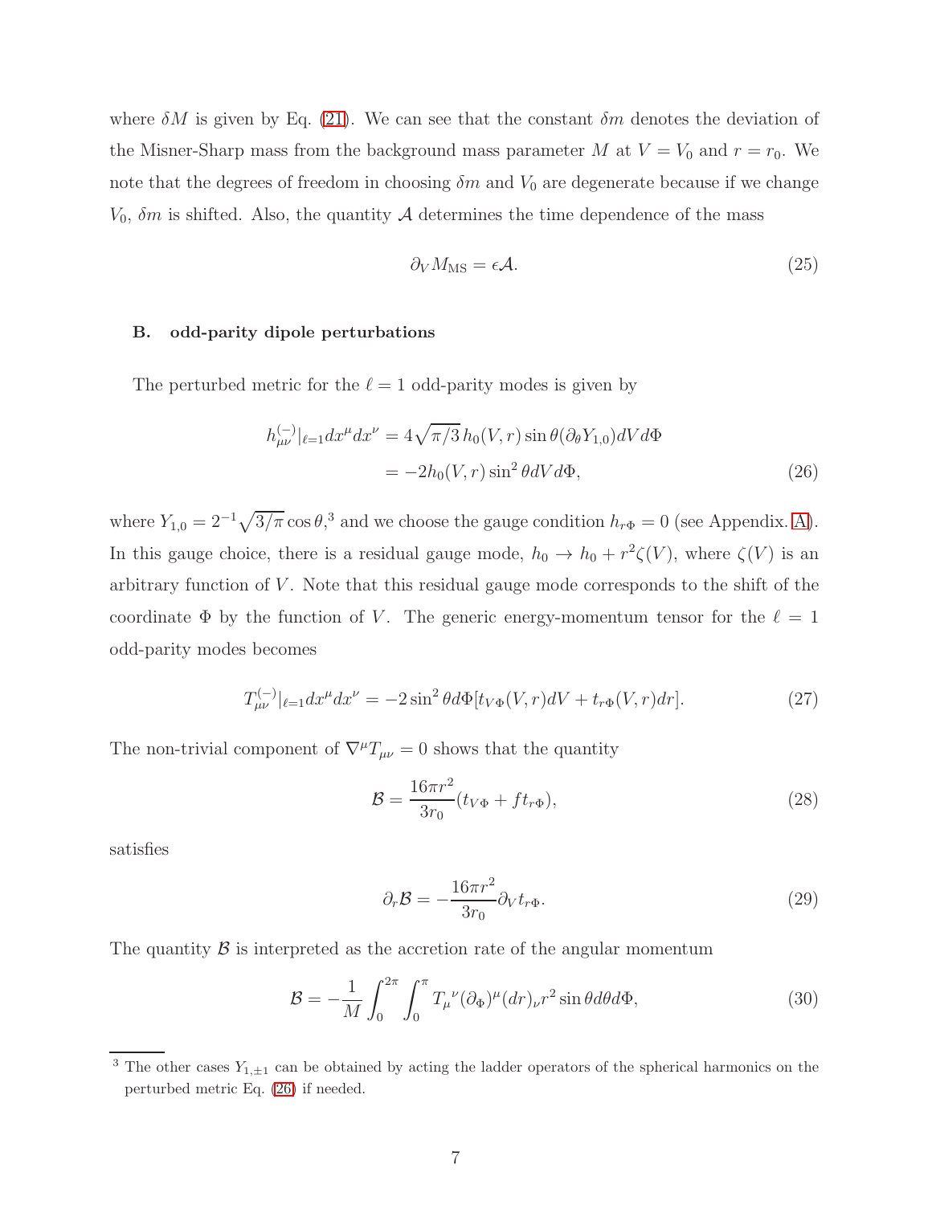where $\delta M$ is given by Eq. (21). We can see that the constant $\delta m$ denotes the deviation of the Misner-Sharp mass from the background mass parameter $M$ at $V = V_0$ and $r = r_0$. We note that the degrees of freedom in choosing $\delta m$ and $V_0$ are degenerate because if we change $V_0$, $\delta m$ is shifted. Also, the quantity $\mathcal{A}$ determines the time dependence of the mass

$$\partial_V M_{\rm MS} = \epsilon \mathcal{A}. \tag{25}$$

### B. odd-parity dipole perturbations

The perturbed metric for the $\ell = 1$ odd-parity modes is given by

$$\begin{aligned} h^{(-)}_{\mu\nu}|_{\ell=1} dx^\mu dx^\nu &= 4\sqrt{\pi/3}\, h_0(V,r) \sin\theta (\partial_\theta Y_{1,0}) dV d\Phi \\ &= -2 h_0(V,r) \sin^2\theta dV d\Phi, \end{aligned} \tag{26}$$

where $Y_{1,0} = 2^{-1}\sqrt{3/\pi}\cos\theta$,[3] and we choose the gauge condition $h_{r\Phi} = 0$ (see Appendix. A). In this gauge choice, there is a residual gauge mode, $h_0 \to h_0 + r^2 \zeta(V)$, where $\zeta(V)$ is an arbitrary function of $V$. Note that this residual gauge mode corresponds to the shift of the coordinate $\Phi$ by the function of $V$. The generic energy-momentum tensor for the $\ell = 1$ odd-parity modes becomes

$$T^{(-)}_{\mu\nu}|_{\ell=1} dx^\mu dx^\nu = -2\sin^2\theta d\Phi [t_{V\Phi}(V,r) dV + t_{r\Phi}(V,r) dr]. \tag{27}$$

The non-trivial component of $\nabla^\mu T_{\mu\nu} = 0$ shows that the quantity

$$\mathcal{B} = \frac{16\pi r^2}{3 r_0}(t_{V\Phi} + f t_{r\Phi}), \tag{28}$$

satisfies

$$\partial_r \mathcal{B} = -\frac{16\pi r^2}{3 r_0} \partial_V t_{r\Phi}. \tag{29}$$

The quantity $\mathcal{B}$ is interpreted as the accretion rate of the angular momentum

$$\mathcal{B} = -\frac{1}{M} \int_0^{2\pi} \int_0^{\pi} T_\mu{}^\nu (\partial_\Phi)^\mu (dr)_\nu r^2 \sin\theta d\theta d\Phi, \tag{30}$$

[3] The other cases $Y_{1,\pm 1}$ can be obtained by acting the ladder operators of the spherical harmonics on the perturbed metric Eq. (26) if needed.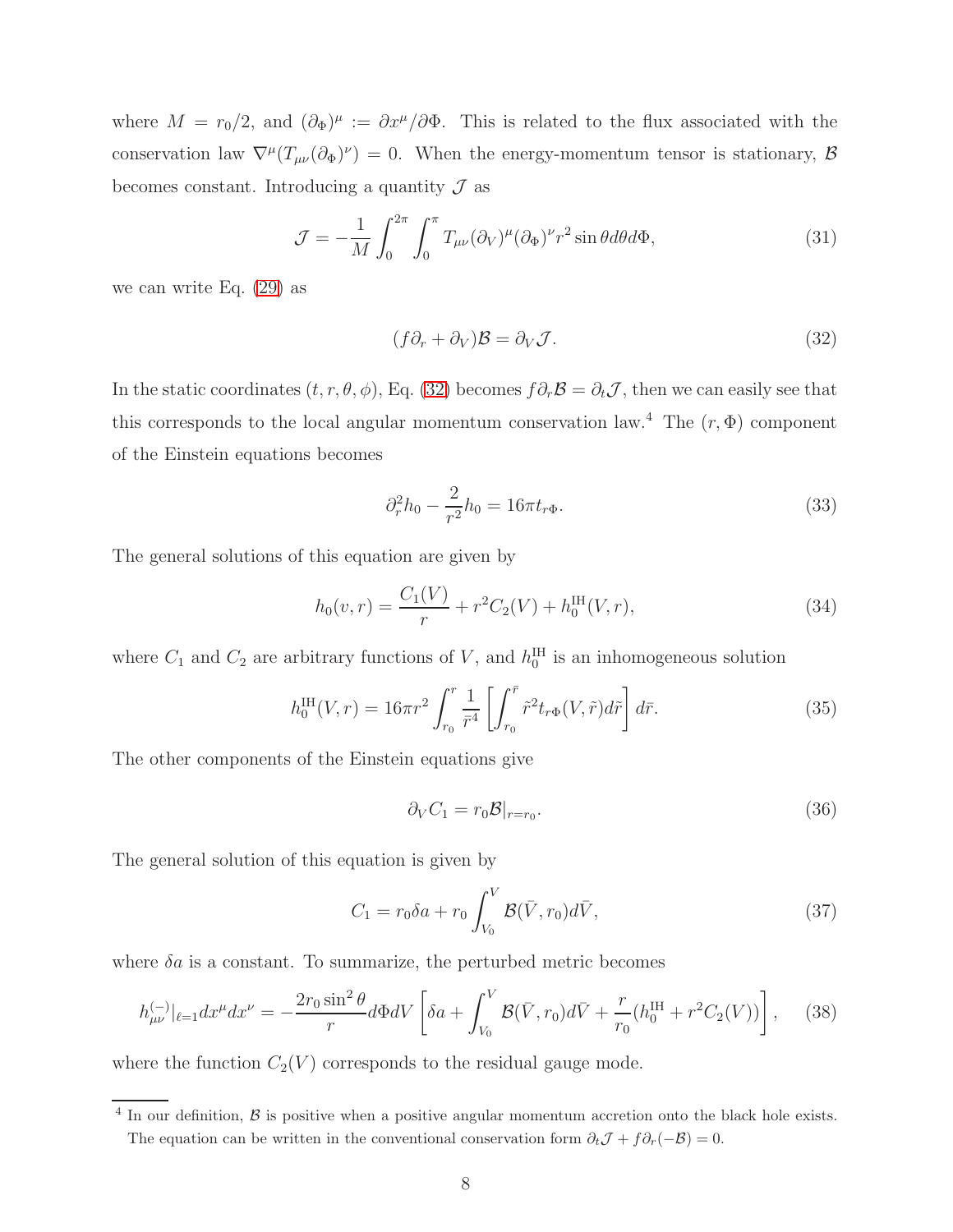where $M = r_0/2$, and $(\partial_\Phi)^\mu := \partial x^\mu/\partial\Phi$. This is related to the flux associated with the conservation law $\nabla^\mu(T_{\mu\nu}(\partial_\Phi)^\nu) = 0$. When the energy-momentum tensor is stationary, $\mathcal{B}$ becomes constant. Introducing a quantity $\mathcal{J}$ as

$$\mathcal{J} = -\frac{1}{M}\int_0^{2\pi}\int_0^\pi T_{\mu\nu}(\partial_V)^\mu(\partial_\Phi)^\nu r^2 \sin\theta d\theta d\Phi, \tag{31}$$

we can write Eq. (29) as

$$(f\partial_r + \partial_V)\mathcal{B} = \partial_V \mathcal{J}. \tag{32}$$

In the static coordinates $(t, r, \theta, \phi)$, Eq. (32) becomes $f\partial_r\mathcal{B} = \partial_t\mathcal{J}$, then we can easily see that this corresponds to the local angular momentum conservation law.[4] The $(r, \Phi)$ component of the Einstein equations becomes

$$\partial_r^2 h_0 - \frac{2}{r^2}h_0 = 16\pi t_{r\Phi}. \tag{33}$$

The general solutions of this equation are given by

$$h_0(v, r) = \frac{C_1(V)}{r} + r^2 C_2(V) + h_0^{\rm IH}(V, r), \tag{34}$$

where $C_1$ and $C_2$ are arbitrary functions of $V$, and $h_0^{\rm IH}$ is an inhomogeneous solution

$$h_0^{\rm IH}(V, r) = 16\pi r^2 \int_{r_0}^{r} \frac{1}{\bar{r}^4}\left[\int_{r_0}^{\bar{r}} \tilde{r}^2 t_{r\Phi}(V, \tilde{r}) d\tilde{r}\right] d\bar{r}. \tag{35}$$

The other components of the Einstein equations give

$$\partial_V C_1 = r_0 \mathcal{B}|_{r=r_0}. \tag{36}$$

The general solution of this equation is given by

$$C_1 = r_0\delta a + r_0\int_{V_0}^{V} \mathcal{B}(\bar{V}, r_0) d\bar{V}, \tag{37}$$

where $\delta a$ is a constant. To summarize, the perturbed metric becomes

$$h_{\mu\nu}^{(-)}|_{\ell=1} dx^\mu dx^\nu = -\frac{2r_0\sin^2\theta}{r} d\Phi dV\left[\delta a + \int_{V_0}^{V}\mathcal{B}(\bar{V}, r_0)d\bar{V} + \frac{r}{r_0}(h_0^{\rm IH} + r^2 C_2(V))\right], \tag{38}$$

where the function $C_2(V)$ corresponds to the residual gauge mode.

---

[4] In our definition, $\mathcal{B}$ is positive when a positive angular momentum accretion onto the black hole exists. The equation can be written in the conventional conservation form $\partial_t\mathcal{J} + f\partial_r(-\mathcal{B}) = 0$.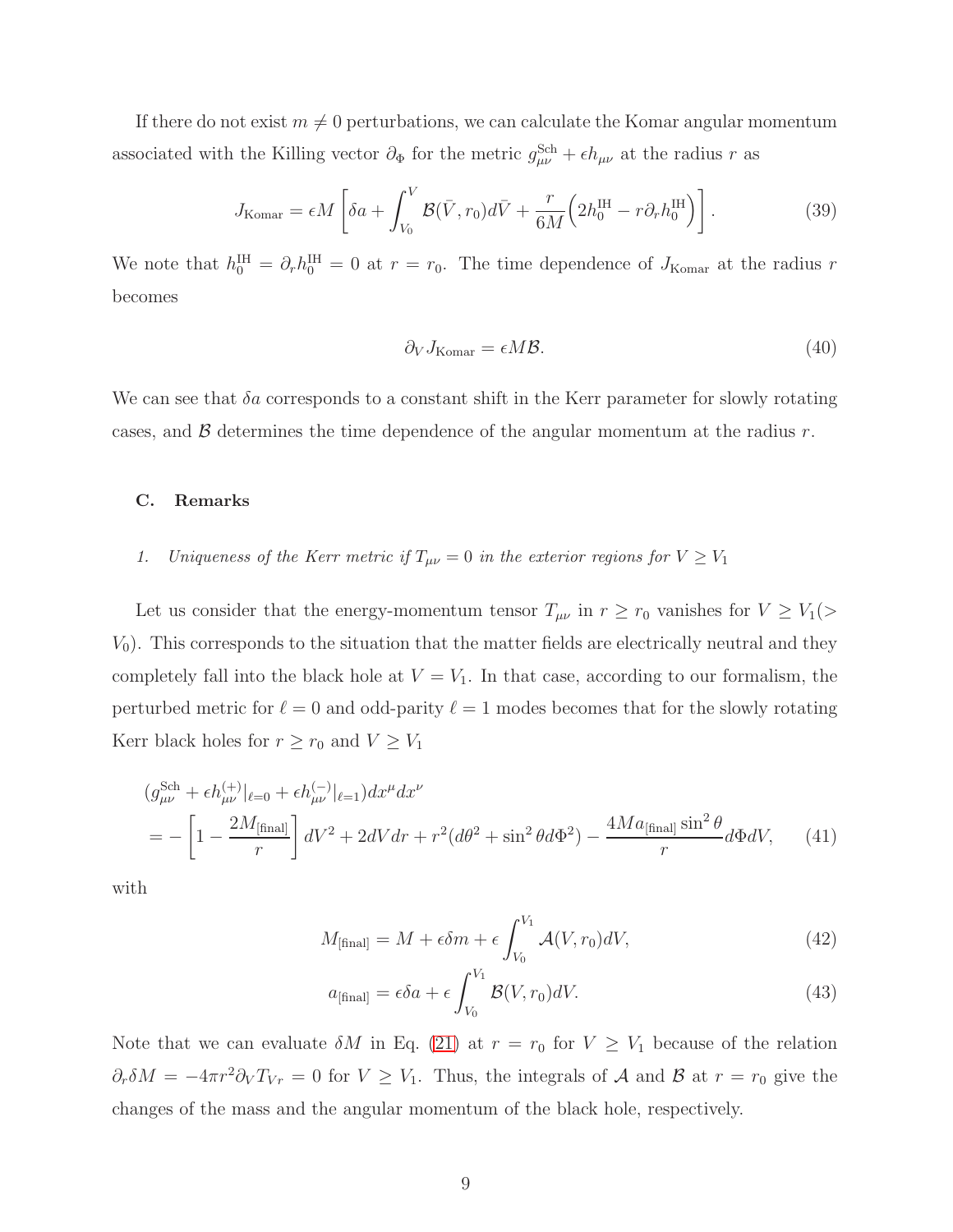If there do not exist $m \neq 0$ perturbations, we can calculate the Komar angular momentum associated with the Killing vector $\partial_\Phi$ for the metric $g_{\mu\nu}^{\rm Sch} + \epsilon h_{\mu\nu}$ at the radius $r$ as

$$J_{\rm Komar} = \epsilon M \left[ \delta a + \int_{V_0}^{V} \mathcal{B}(\bar{V}, r_0) d\bar{V} + \frac{r}{6M} \Big( 2h_0^{\rm IH} - r\partial_r h_0^{\rm IH} \Big) \right]. \tag{39}$$

We note that $h_0^{\rm IH} = \partial_r h_0^{\rm IH} = 0$ at $r = r_0$. The time dependence of $J_{\rm Komar}$ at the radius $r$ becomes

$$\partial_V J_{\rm Komar} = \epsilon M \mathcal{B}. \tag{40}$$

We can see that $\delta a$ corresponds to a constant shift in the Kerr parameter for slowly rotating cases, and $\mathcal{B}$ determines the time dependence of the angular momentum at the radius $r$.

### C. Remarks

#### *1. Uniqueness of the Kerr metric if $T_{\mu\nu} = 0$ in the exterior regions for $V \geq V_1$*

Let us consider that the energy-momentum tensor $T_{\mu\nu}$ in $r \geq r_0$ vanishes for $V \geq V_1 (> V_0)$. This corresponds to the situation that the matter fields are electrically neutral and they completely fall into the black hole at $V = V_1$. In that case, according to our formalism, the perturbed metric for $\ell = 0$ and odd-parity $\ell = 1$ modes becomes that for the slowly rotating Kerr black holes for $r \geq r_0$ and $V \geq V_1$

$$\begin{aligned}
&(g_{\mu\nu}^{\rm Sch} + \epsilon h_{\mu\nu}^{(+)}|_{\ell=0} + \epsilon h_{\mu\nu}^{(-)}|_{\ell=1}) dx^\mu dx^\nu \\
&= -\left[ 1 - \frac{2M_{\rm [final]}}{r} \right] dV^2 + 2dVdr + r^2(d\theta^2 + \sin^2\theta d\Phi^2) - \frac{4Ma_{\rm [final]}\sin^2\theta}{r} d\Phi dV,
\end{aligned} \tag{41}$$

with

$$M_{\rm [final]} = M + \epsilon \delta m + \epsilon \int_{V_0}^{V_1} \mathcal{A}(V, r_0) dV, \tag{42}$$

$$a_{\rm [final]} = \epsilon \delta a + \epsilon \int_{V_0}^{V_1} \mathcal{B}(V, r_0) dV. \tag{43}$$

Note that we can evaluate $\delta M$ in Eq. (21) at $r = r_0$ for $V \geq V_1$ because of the relation $\partial_r \delta M = -4\pi r^2 \partial_V T_{Vr} = 0$ for $V \geq V_1$. Thus, the integrals of $\mathcal{A}$ and $\mathcal{B}$ at $r = r_0$ give the changes of the mass and the angular momentum of the black hole, respectively.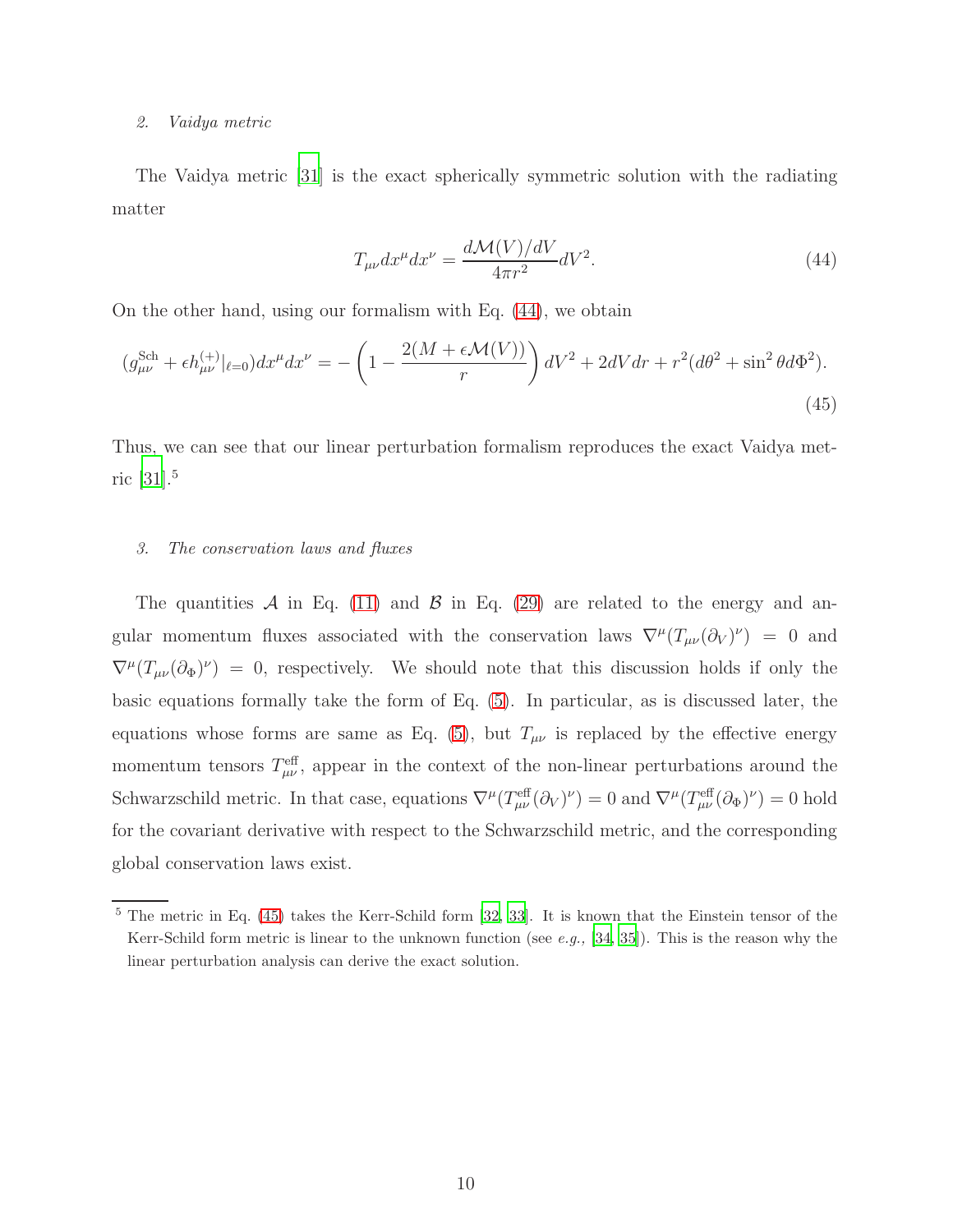*2. Vaidya metric*

The Vaidya metric [31] is the exact spherically symmetric solution with the radiating matter

$$T_{\mu\nu}dx^\mu dx^\nu = \frac{d\mathcal{M}(V)/dV}{4\pi r^2}dV^2. \tag{44}$$

On the other hand, using our formalism with Eq. (44), we obtain

$$(g^{\rm Sch}_{\mu\nu} + \epsilon h^{(+)}_{\mu\nu}|_{\ell=0})dx^\mu dx^\nu = -\left(1 - \frac{2(M+\epsilon\mathcal{M}(V))}{r}\right)dV^2 + 2dVdr + r^2(d\theta^2 + \sin^2\theta d\Phi^2). \tag{45}$$

Thus, we can see that our linear perturbation formalism reproduces the exact Vaidya metric [31].[5]

*3. The conservation laws and fluxes*

The quantities $\mathcal{A}$ in Eq. (11) and $\mathcal{B}$ in Eq. (29) are related to the energy and angular momentum fluxes associated with the conservation laws $\nabla^\mu(T_{\mu\nu}(\partial_V)^\nu) = 0$ and $\nabla^\mu(T_{\mu\nu}(\partial_\Phi)^\nu) = 0$, respectively. We should note that this discussion holds if only the basic equations formally take the form of Eq. (5). In particular, as is discussed later, the equations whose forms are same as Eq. (5), but $T_{\mu\nu}$ is replaced by the effective energy momentum tensors $T^{\rm eff}_{\mu\nu}$, appear in the context of the non-linear perturbations around the Schwarzschild metric. In that case, equations $\nabla^\mu(T^{\rm eff}_{\mu\nu}(\partial_V)^\nu) = 0$ and $\nabla^\mu(T^{\rm eff}_{\mu\nu}(\partial_\Phi)^\nu) = 0$ hold for the covariant derivative with respect to the Schwarzschild metric, and the corresponding global conservation laws exist.

---

[5] The metric in Eq. (45) takes the Kerr-Schild form [32, 33]. It is known that the Einstein tensor of the Kerr-Schild form metric is linear to the unknown function (see *e.g.,* [34, 35]). This is the reason why the linear perturbation analysis can derive the exact solution.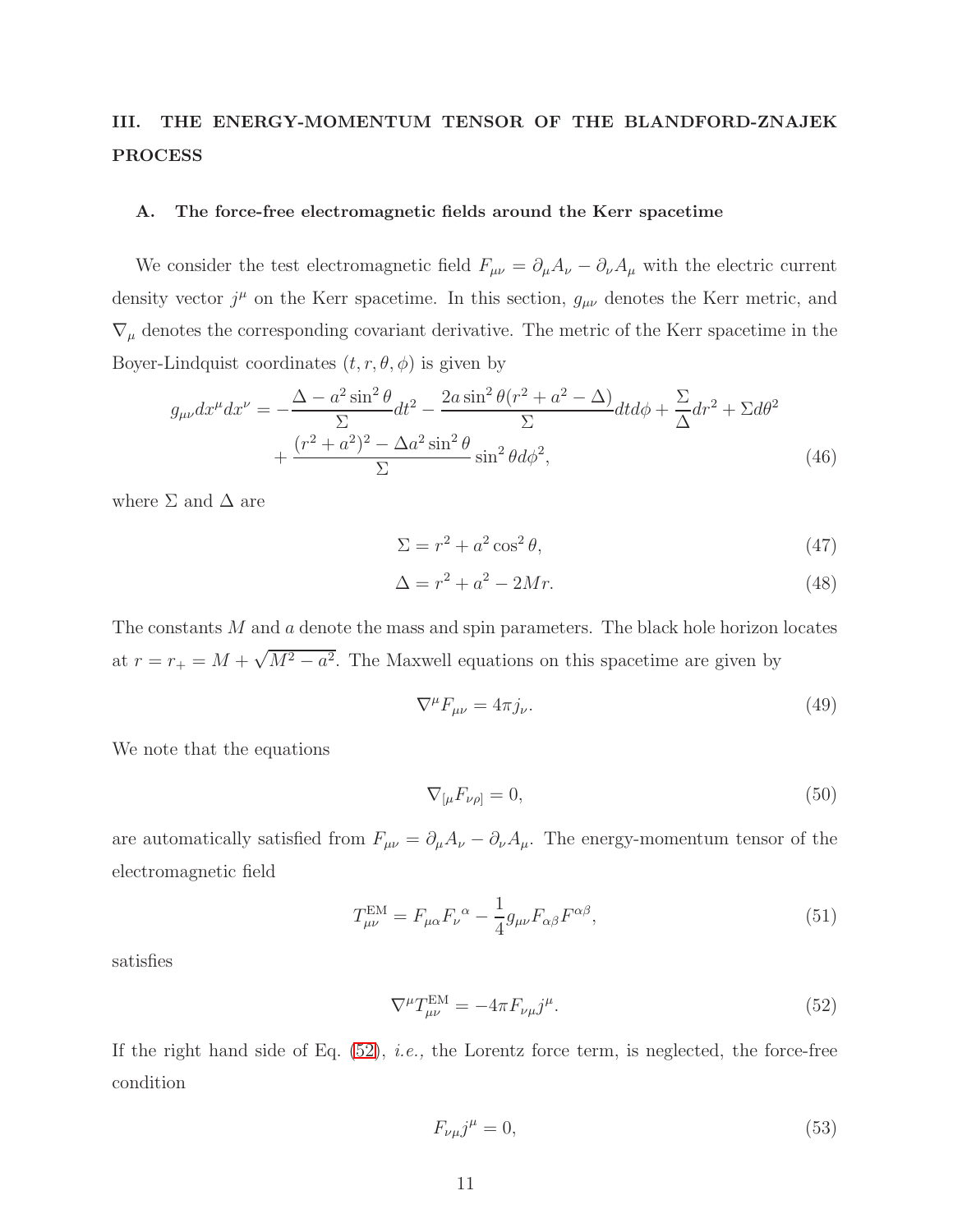## III. THE ENERGY-MOMENTUM TENSOR OF THE BLANDFORD-ZNAJEK PROCESS

### A. The force-free electromagnetic fields around the Kerr spacetime

We consider the test electromagnetic field $F_{\mu\nu} = \partial_\mu A_\nu - \partial_\nu A_\mu$ with the electric current density vector $j^\mu$ on the Kerr spacetime. In this section, $g_{\mu\nu}$ denotes the Kerr metric, and $\nabla_\mu$ denotes the corresponding covariant derivative. The metric of the Kerr spacetime in the Boyer-Lindquist coordinates $(t, r, \theta, \phi)$ is given by

$$
g_{\mu\nu}dx^\mu dx^\nu = -\frac{\Delta - a^2\sin^2\theta}{\Sigma}dt^2 - \frac{2a\sin^2\theta(r^2+a^2-\Delta)}{\Sigma}dtd\phi + \frac{\Sigma}{\Delta}dr^2 + \Sigma d\theta^2 + \frac{(r^2+a^2)^2 - \Delta a^2\sin^2\theta}{\Sigma}\sin^2\theta d\phi^2, \tag{46}
$$

where $\Sigma$ and $\Delta$ are

$$
\Sigma = r^2 + a^2\cos^2\theta, \tag{47}
$$

$$
\Delta = r^2 + a^2 - 2Mr. \tag{48}
$$

The constants $M$ and $a$ denote the mass and spin parameters. The black hole horizon locates at $r = r_+ = M + \sqrt{M^2 - a^2}$. The Maxwell equations on this spacetime are given by

$$
\nabla^\mu F_{\mu\nu} = 4\pi j_\nu. \tag{49}
$$

We note that the equations

$$
\nabla_{[\mu}F_{\nu\rho]} = 0, \tag{50}
$$

are automatically satisfied from $F_{\mu\nu} = \partial_\mu A_\nu - \partial_\nu A_\mu$. The energy-momentum tensor of the electromagnetic field

$$
T^{\rm EM}_{\mu\nu} = F_{\mu\alpha}F_\nu{}^\alpha - \frac{1}{4}g_{\mu\nu}F_{\alpha\beta}F^{\alpha\beta}, \tag{51}
$$

satisfies

$$
\nabla^\mu T^{\rm EM}_{\mu\nu} = -4\pi F_{\nu\mu}j^\mu. \tag{52}
$$

If the right hand side of Eq. (52), *i.e.,* the Lorentz force term, is neglected, the force-free condition

$$
F_{\nu\mu}j^\mu = 0, \tag{53}
$$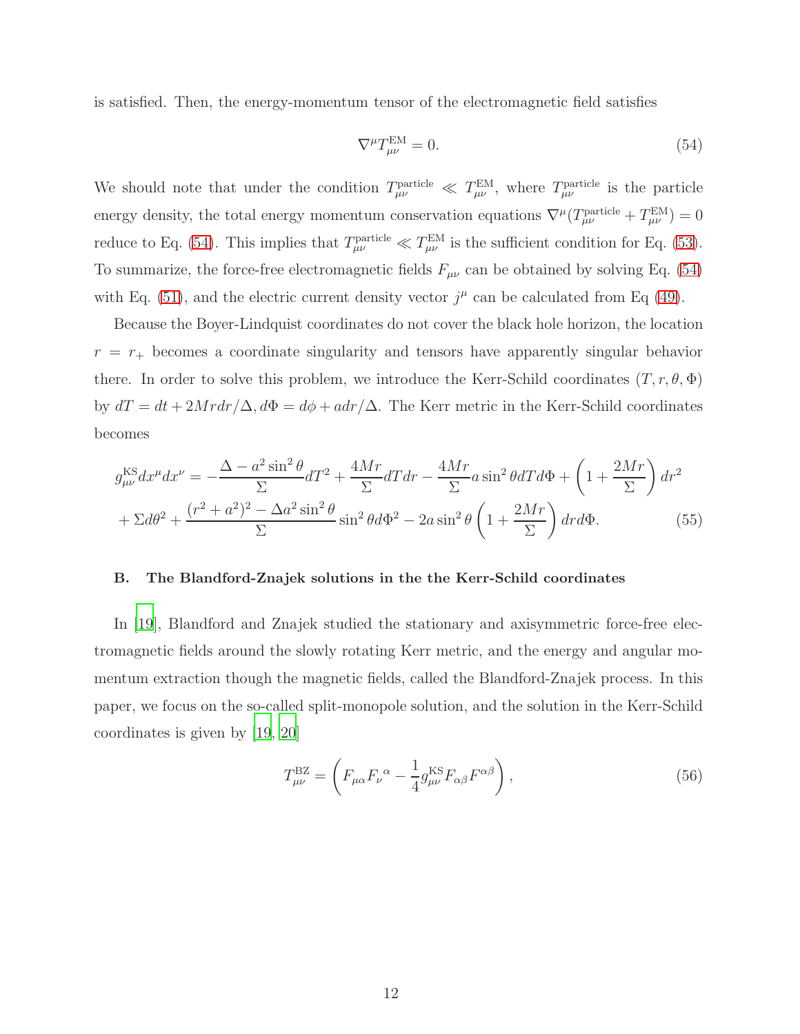is satisfied. Then, the energy-momentum tensor of the electromagnetic field satisfies

$$\nabla^\mu T^{\rm EM}_{\mu\nu} = 0. \tag{54}$$

We should note that under the condition $T^{\rm particle}_{\mu\nu} \ll T^{\rm EM}_{\mu\nu}$, where $T^{\rm particle}_{\mu\nu}$ is the particle energy density, the total energy momentum conservation equations $\nabla^\mu (T^{\rm particle}_{\mu\nu} + T^{\rm EM}_{\mu\nu}) = 0$ reduce to Eq. (54). This implies that $T^{\rm particle}_{\mu\nu} \ll T^{\rm EM}_{\mu\nu}$ is the sufficient condition for Eq. (53). To summarize, the force-free electromagnetic fields $F_{\mu\nu}$ can be obtained by solving Eq. (54) with Eq. (51), and the electric current density vector $j^\mu$ can be calculated from Eq (49).

Because the Boyer-Lindquist coordinates do not cover the black hole horizon, the location $r = r_+$ becomes a coordinate singularity and tensors have apparently singular behavior there. In order to solve this problem, we introduce the Kerr-Schild coordinates $(T, r, \theta, \Phi)$ by $dT = dt + 2Mrdr/\Delta, d\Phi = d\phi + adr/\Delta$. The Kerr metric in the Kerr-Schild coordinates becomes

$$g^{\rm KS}_{\mu\nu} dx^\mu dx^\nu = -\frac{\Delta - a^2 \sin^2\theta}{\Sigma} dT^2 + \frac{4Mr}{\Sigma} dT dr - \frac{4Mr}{\Sigma} a \sin^2\theta dT d\Phi + \left(1 + \frac{2Mr}{\Sigma}\right) dr^2$$
$$+ \Sigma d\theta^2 + \frac{(r^2+a^2)^2 - \Delta a^2 \sin^2\theta}{\Sigma} \sin^2\theta d\Phi^2 - 2a\sin^2\theta \left(1 + \frac{2Mr}{\Sigma}\right) dr d\Phi. \tag{55}$$

### B. The Blandford-Znajek solutions in the the Kerr-Schild coordinates

In [19], Blandford and Znajek studied the stationary and axisymmetric force-free electromagnetic fields around the slowly rotating Kerr metric, and the energy and angular momentum extraction though the magnetic fields, called the Blandford-Znajek process. In this paper, we focus on the so-called split-monopole solution, and the solution in the Kerr-Schild coordinates is given by [19, 20]

$$T^{\rm BZ}_{\mu\nu} = \left( F_{\mu\alpha} F_\nu{}^\alpha - \frac{1}{4} g^{\rm KS}_{\mu\nu} F_{\alpha\beta} F^{\alpha\beta} \right), \tag{56}$$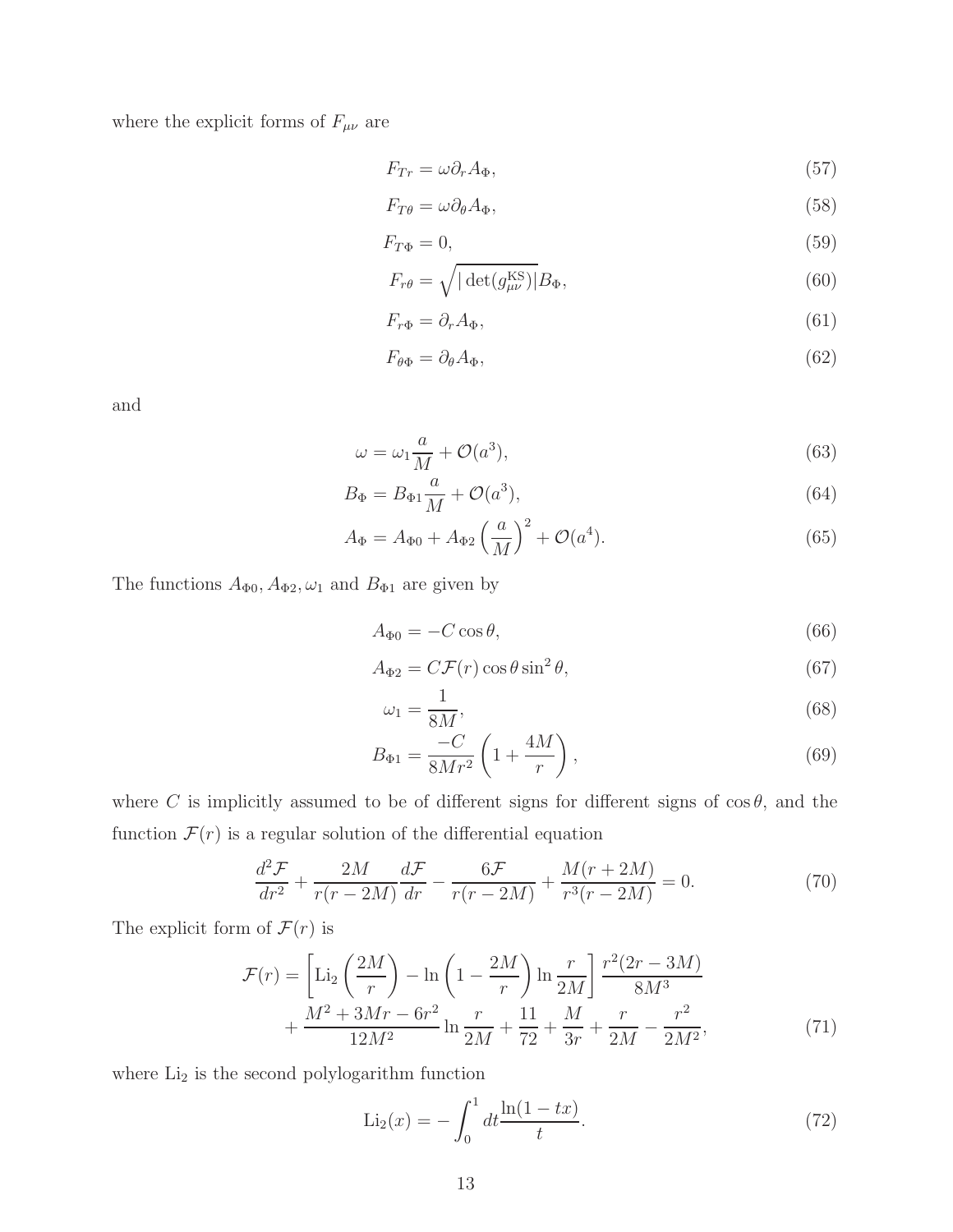where the explicit forms of $F_{\mu\nu}$ are

$$F_{Tr} = \omega \partial_r A_\Phi, \tag{57}$$

$$F_{T\theta} = \omega \partial_\theta A_\Phi, \tag{58}$$

$$F_{T\Phi} = 0, \tag{59}$$

$$F_{r\theta} = \sqrt{|\det(g_{\mu\nu}^{\rm KS})|} B_\Phi, \tag{60}$$

$$F_{r\Phi} = \partial_r A_\Phi, \tag{61}$$

$$F_{\theta\Phi} = \partial_\theta A_\Phi, \tag{62}$$

and

$$\omega = \omega_1 \frac{a}{M} + \mathcal{O}(a^3), \tag{63}$$

$$B_\Phi = B_{\Phi 1} \frac{a}{M} + \mathcal{O}(a^3), \tag{64}$$

$$A_\Phi = A_{\Phi 0} + A_{\Phi 2} \left(\frac{a}{M}\right)^2 + \mathcal{O}(a^4). \tag{65}$$

The functions $A_{\Phi 0}, A_{\Phi 2}, \omega_1$ and $B_{\Phi 1}$ are given by

$$A_{\Phi 0} = -C \cos\theta, \tag{66}$$

$$A_{\Phi 2} = C \mathcal{F}(r) \cos\theta \sin^2\theta, \tag{67}$$

$$\omega_1 = \frac{1}{8M}, \tag{68}$$

$$B_{\Phi 1} = \frac{-C}{8Mr^2} \left(1 + \frac{4M}{r}\right), \tag{69}$$

where $C$ is implicitly assumed to be of different signs for different signs of $\cos\theta$, and the function $\mathcal{F}(r)$ is a regular solution of the differential equation

$$\frac{d^2\mathcal{F}}{dr^2} + \frac{2M}{r(r-2M)} \frac{d\mathcal{F}}{dr} - \frac{6\mathcal{F}}{r(r-2M)} + \frac{M(r+2M)}{r^3(r-2M)} = 0. \tag{70}$$

The explicit form of $\mathcal{F}(r)$ is

$$\begin{aligned} \mathcal{F}(r) = &\left[ \mathrm{Li}_2\left(\frac{2M}{r}\right) - \ln\left(1 - \frac{2M}{r}\right) \ln\frac{r}{2M} \right] \frac{r^2(2r-3M)}{8M^3} \\ &+ \frac{M^2 + 3Mr - 6r^2}{12M^2} \ln\frac{r}{2M} + \frac{11}{72} + \frac{M}{3r} + \frac{r}{2M} - \frac{r^2}{2M^2}, \end{aligned} \tag{71}$$

where $\mathrm{Li}_2$ is the second polylogarithm function

$$\mathrm{Li}_2(x) = -\int_0^1 dt \frac{\ln(1-tx)}{t}. \tag{72}$$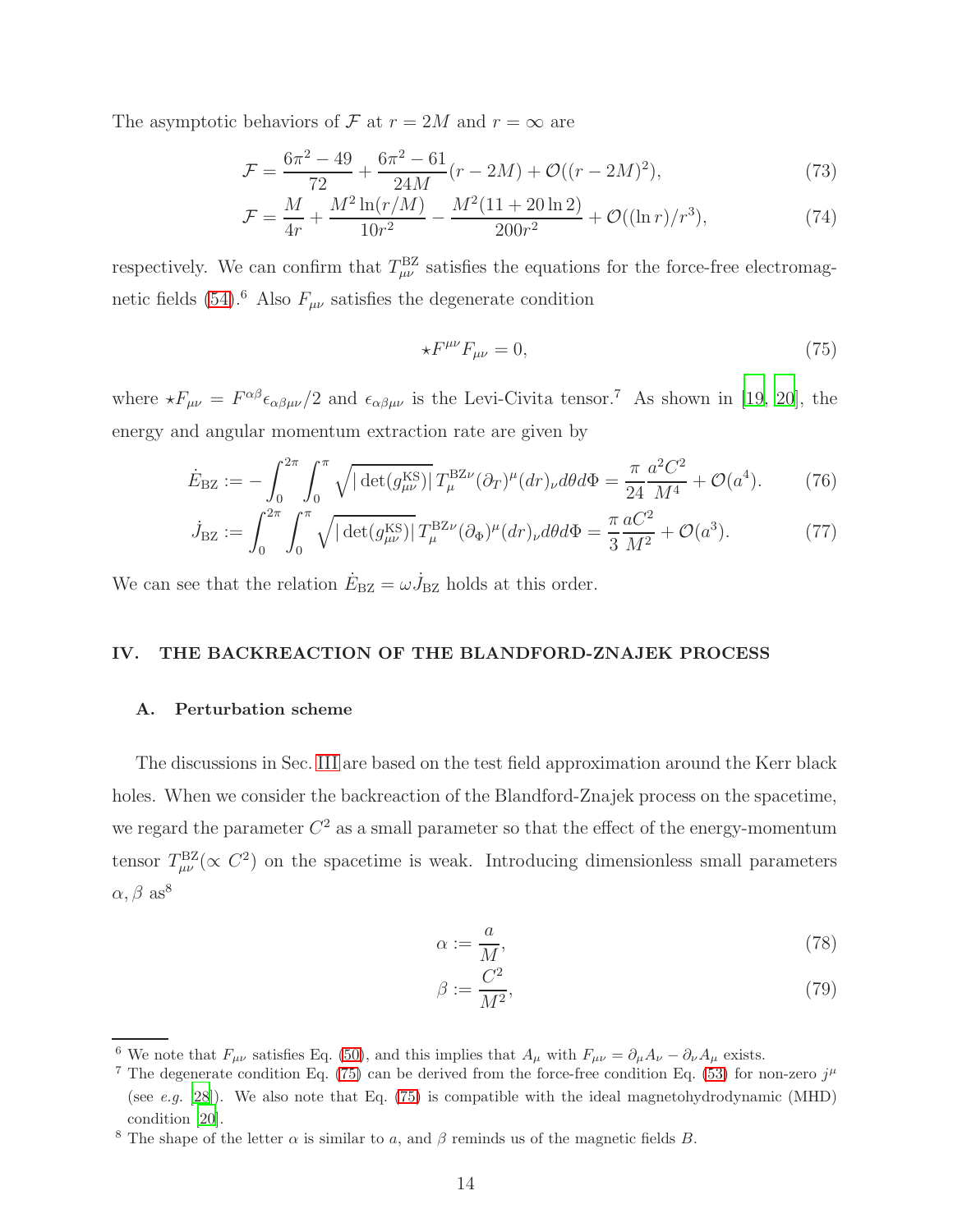The asymptotic behaviors of $\mathcal{F}$ at $r = 2M$ and $r = \infty$ are

$$\mathcal{F} = \frac{6\pi^2 - 49}{72} + \frac{6\pi^2 - 61}{24M}(r - 2M) + \mathcal{O}((r - 2M)^2), \tag{73}$$

$$\mathcal{F} = \frac{M}{4r} + \frac{M^2 \ln(r/M)}{10r^2} - \frac{M^2(11 + 20\ln 2)}{200r^2} + \mathcal{O}((\ln r)/r^3), \tag{74}$$

respectively. We can confirm that $T^{\mathrm{BZ}}_{\mu\nu}$ satisfies the equations for the force-free electromagnetic fields (54).[6] Also $F_{\mu\nu}$ satisfies the degenerate condition

$$\star F^{\mu\nu} F_{\mu\nu} = 0, \tag{75}$$

where $\star F_{\mu\nu} = F^{\alpha\beta}\epsilon_{\alpha\beta\mu\nu}/2$ and $\epsilon_{\alpha\beta\mu\nu}$ is the Levi-Civita tensor.[7] As shown in [19, 20], the energy and angular momentum extraction rate are given by

$$\dot{E}_{\mathrm{BZ}} := -\int_0^{2\pi}\int_0^{\pi} \sqrt{|\det(g^{\mathrm{KS}}_{\mu\nu})|}\, T^{\mathrm{BZ}\nu}_{\mu} (\partial_T)^\mu (dr)_\nu d\theta d\Phi = \frac{\pi}{24}\frac{a^2 C^2}{M^4} + \mathcal{O}(a^4). \tag{76}$$

$$\dot{J}_{\mathrm{BZ}} := \int_0^{2\pi}\int_0^{\pi} \sqrt{|\det(g^{\mathrm{KS}}_{\mu\nu})|}\, T^{\mathrm{BZ}\nu}_{\mu} (\partial_\Phi)^\mu (dr)_\nu d\theta d\Phi = \frac{\pi}{3}\frac{a C^2}{M^2} + \mathcal{O}(a^3). \tag{77}$$

We can see that the relation $\dot{E}_{\mathrm{BZ}} = \omega \dot{J}_{\mathrm{BZ}}$ holds at this order.

## IV. THE BACKREACTION OF THE BLANDFORD-ZNAJEK PROCESS

### A. Perturbation scheme

The discussions in Sec. III are based on the test field approximation around the Kerr black holes. When we consider the backreaction of the Blandford-Znajek process on the spacetime, we regard the parameter $C^2$ as a small parameter so that the effect of the energy-momentum tensor $T^{\mathrm{BZ}}_{\mu\nu} (\propto C^2)$ on the spacetime is weak. Introducing dimensionless small parameters $\alpha, \beta$ as[8]

$$\alpha := \frac{a}{M}, \tag{78}$$

$$\beta := \frac{C^2}{M^2}, \tag{79}$$

---

[6] We note that $F_{\mu\nu}$ satisfies Eq. (50), and this implies that $A_\mu$ with $F_{\mu\nu} = \partial_\mu A_\nu - \partial_\nu A_\mu$ exists.

[7] The degenerate condition Eq. (75) can be derived from the force-free condition Eq. (53) for non-zero $j^\mu$ (see *e.g.* [28]). We also note that Eq. (75) is compatible with the ideal magnetohydrodynamic (MHD) condition [20].

[8] The shape of the letter $\alpha$ is similar to $a$, and $\beta$ reminds us of the magnetic fields $B$.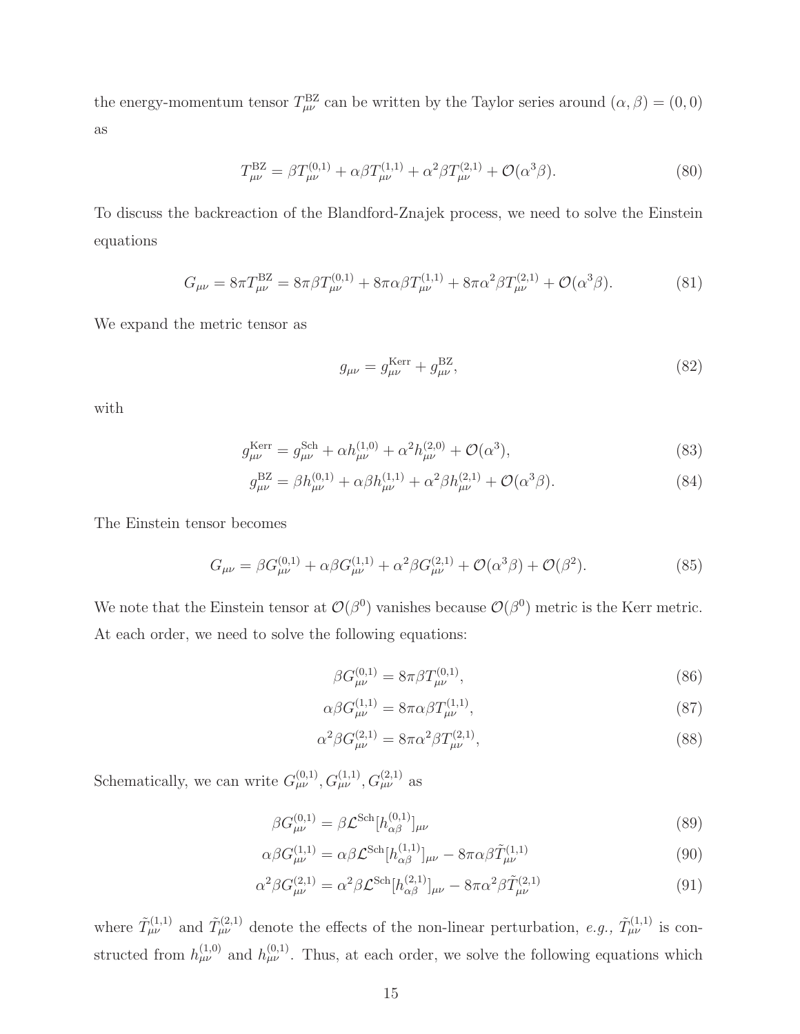the energy-momentum tensor $T^{\rm BZ}_{\mu\nu}$ can be written by the Taylor series around $(\alpha, \beta) = (0, 0)$ as

$$
T^{\rm BZ}_{\mu\nu} = \beta T^{(0,1)}_{\mu\nu} + \alpha\beta T^{(1,1)}_{\mu\nu} + \alpha^2\beta T^{(2,1)}_{\mu\nu} + \mathcal{O}(\alpha^3\beta). \tag{80}
$$

To discuss the backreaction of the Blandford-Znajek process, we need to solve the Einstein equations

$$
G_{\mu\nu} = 8\pi T^{\rm BZ}_{\mu\nu} = 8\pi\beta T^{(0,1)}_{\mu\nu} + 8\pi\alpha\beta T^{(1,1)}_{\mu\nu} + 8\pi\alpha^2\beta T^{(2,1)}_{\mu\nu} + \mathcal{O}(\alpha^3\beta). \tag{81}
$$

We expand the metric tensor as

$$
g_{\mu\nu} = g^{\rm Kerr}_{\mu\nu} + g^{\rm BZ}_{\mu\nu}, \tag{82}
$$

with

$$
g^{\rm Kerr}_{\mu\nu} = g^{\rm Sch}_{\mu\nu} + \alpha h^{(1,0)}_{\mu\nu} + \alpha^2 h^{(2,0)}_{\mu\nu} + \mathcal{O}(\alpha^3), \tag{83}
$$

$$
g^{\rm BZ}_{\mu\nu} = \beta h^{(0,1)}_{\mu\nu} + \alpha\beta h^{(1,1)}_{\mu\nu} + \alpha^2\beta h^{(2,1)}_{\mu\nu} + \mathcal{O}(\alpha^3\beta). \tag{84}
$$

The Einstein tensor becomes

$$
G_{\mu\nu} = \beta G^{(0,1)}_{\mu\nu} + \alpha\beta G^{(1,1)}_{\mu\nu} + \alpha^2\beta G^{(2,1)}_{\mu\nu} + \mathcal{O}(\alpha^3\beta) + \mathcal{O}(\beta^2). \tag{85}
$$

We note that the Einstein tensor at $\mathcal{O}(\beta^0)$ vanishes because $\mathcal{O}(\beta^0)$ metric is the Kerr metric. At each order, we need to solve the following equations:

$$
\beta G^{(0,1)}_{\mu\nu} = 8\pi\beta T^{(0,1)}_{\mu\nu}, \tag{86}
$$

$$
\alpha\beta G^{(1,1)}_{\mu\nu} = 8\pi\alpha\beta T^{(1,1)}_{\mu\nu}, \tag{87}
$$

$$
\alpha^2\beta G^{(2,1)}_{\mu\nu} = 8\pi\alpha^2\beta T^{(2,1)}_{\mu\nu}, \tag{88}
$$

Schematically, we can write $G^{(0,1)}_{\mu\nu}, G^{(1,1)}_{\mu\nu}, G^{(2,1)}_{\mu\nu}$ as

$$
\beta G^{(0,1)}_{\mu\nu} = \beta \mathcal{L}^{\rm Sch}[h^{(0,1)}_{\alpha\beta}]_{\mu\nu} \tag{89}
$$

$$
\alpha\beta G^{(1,1)}_{\mu\nu} = \alpha\beta \mathcal{L}^{\rm Sch}[h^{(1,1)}_{\alpha\beta}]_{\mu\nu} - 8\pi\alpha\beta \tilde{T}^{(1,1)}_{\mu\nu} \tag{90}
$$

$$
\alpha^2\beta G^{(2,1)}_{\mu\nu} = \alpha^2\beta \mathcal{L}^{\rm Sch}[h^{(2,1)}_{\alpha\beta}]_{\mu\nu} - 8\pi\alpha^2\beta \tilde{T}^{(2,1)}_{\mu\nu} \tag{91}
$$

where $\tilde{T}^{(1,1)}_{\mu\nu}$ and $\tilde{T}^{(2,1)}_{\mu\nu}$ denote the effects of the non-linear perturbation, *e.g.,* $\tilde{T}^{(1,1)}_{\mu\nu}$ is constructed from $h^{(1,0)}_{\mu\nu}$ and $h^{(0,1)}_{\mu\nu}$. Thus, at each order, we solve the following equations which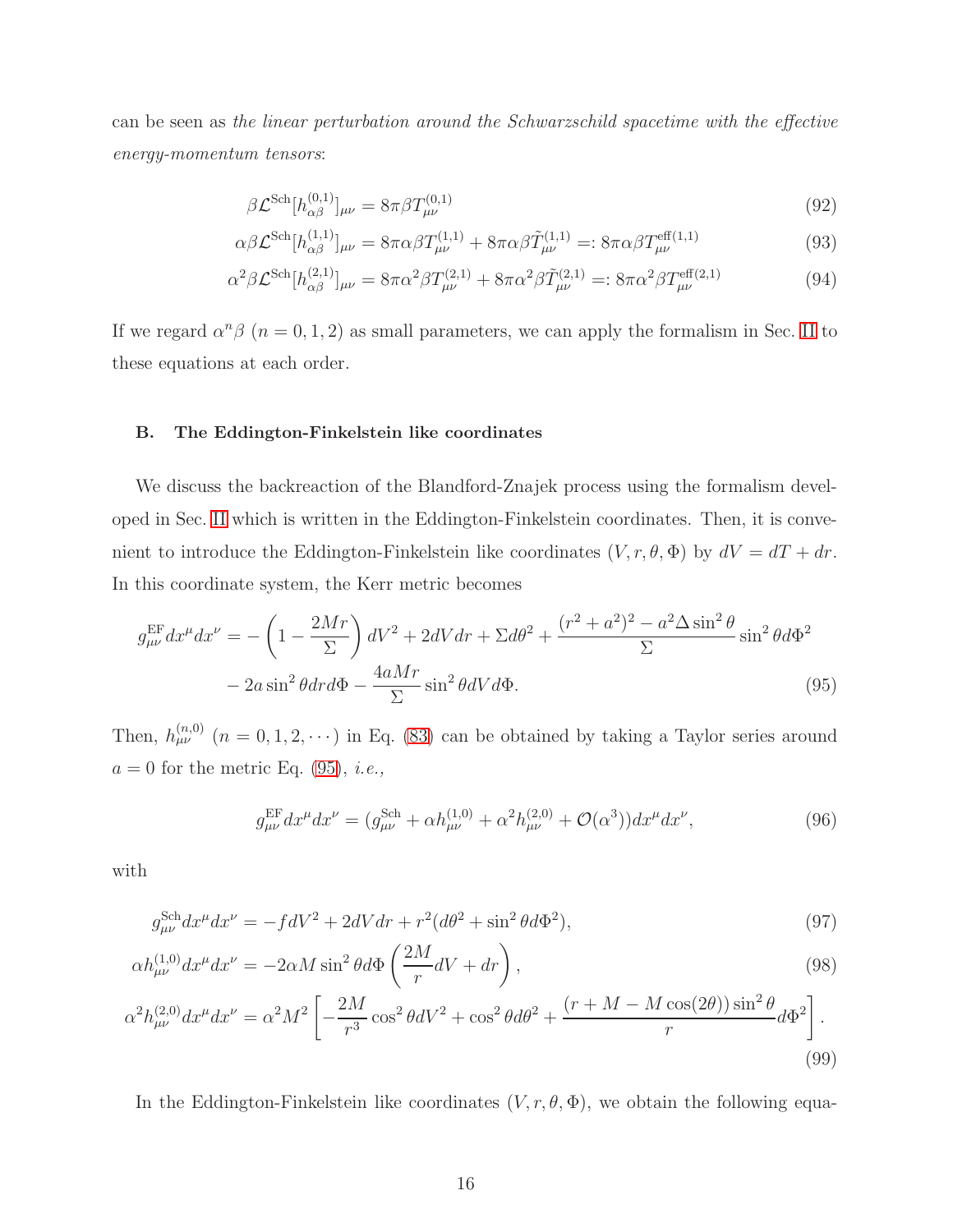can be seen as *the linear perturbation around the Schwarzschild spacetime with the effective energy-momentum tensors*:

$$\beta\mathcal{L}^{\rm Sch}[h^{(0,1)}_{\alpha\beta}]_{\mu\nu} = 8\pi\beta T^{(0,1)}_{\mu\nu} \tag{92}$$

$$\alpha\beta\mathcal{L}^{\rm Sch}[h^{(1,1)}_{\alpha\beta}]_{\mu\nu} = 8\pi\alpha\beta T^{(1,1)}_{\mu\nu} + 8\pi\alpha\beta\tilde{T}^{(1,1)}_{\mu\nu} =: 8\pi\alpha\beta T^{\rm eff(1,1)}_{\mu\nu} \tag{93}$$

$$\alpha^2\beta\mathcal{L}^{\rm Sch}[h^{(2,1)}_{\alpha\beta}]_{\mu\nu} = 8\pi\alpha^2\beta T^{(2,1)}_{\mu\nu} + 8\pi\alpha^2\beta\tilde{T}^{(2,1)}_{\mu\nu} =: 8\pi\alpha^2\beta T^{\rm eff(2,1)}_{\mu\nu} \tag{94}$$

If we regard $\alpha^n\beta$ ($n = 0, 1, 2$) as small parameters, we can apply the formalism in Sec. II to these equations at each order.

### B. The Eddington-Finkelstein like coordinates

We discuss the backreaction of the Blandford-Znajek process using the formalism developed in Sec. II which is written in the Eddington-Finkelstein coordinates. Then, it is convenient to introduce the Eddington-Finkelstein like coordinates $(V, r, \theta, \Phi)$ by $dV = dT + dr$. In this coordinate system, the Kerr metric becomes

$$\begin{aligned} g^{\rm EF}_{\mu\nu}dx^\mu dx^\nu = &-\left(1-\frac{2Mr}{\Sigma}\right)dV^2 + 2dVdr + \Sigma d\theta^2 + \frac{(r^2+a^2)^2 - a^2\Delta\sin^2\theta}{\Sigma}\sin^2\theta d\Phi^2 \\ &- 2a\sin^2\theta dr d\Phi - \frac{4aMr}{\Sigma}\sin^2\theta dV d\Phi. \end{aligned} \tag{95}$$

Then, $h^{(n,0)}_{\mu\nu}$ ($n = 0, 1, 2, \cdots$) in Eq. (83) can be obtained by taking a Taylor series around $a = 0$ for the metric Eq. (95), *i.e.,*

$$g^{\rm EF}_{\mu\nu}dx^\mu dx^\nu = (g^{\rm Sch}_{\mu\nu} + \alpha h^{(1,0)}_{\mu\nu} + \alpha^2 h^{(2,0)}_{\mu\nu} + \mathcal{O}(\alpha^3))dx^\mu dx^\nu, \tag{96}$$

with

$$g^{\rm Sch}_{\mu\nu}dx^\mu dx^\nu = -fdV^2 + 2dVdr + r^2(d\theta^2 + \sin^2\theta d\Phi^2), \tag{97}$$

$$\alpha h^{(1,0)}_{\mu\nu}dx^\mu dx^\nu = -2\alpha M\sin^2\theta d\Phi\left(\frac{2M}{r}dV + dr\right), \tag{98}$$

$$\alpha^2 h^{(2,0)}_{\mu\nu}dx^\mu dx^\nu = \alpha^2 M^2\left[-\frac{2M}{r^3}\cos^2\theta dV^2 + \cos^2\theta d\theta^2 + \frac{(r + M - M\cos(2\theta))\sin^2\theta}{r}d\Phi^2\right]. \tag{99}$$

In the Eddington-Finkelstein like coordinates $(V, r, \theta, \Phi)$, we obtain the following equa-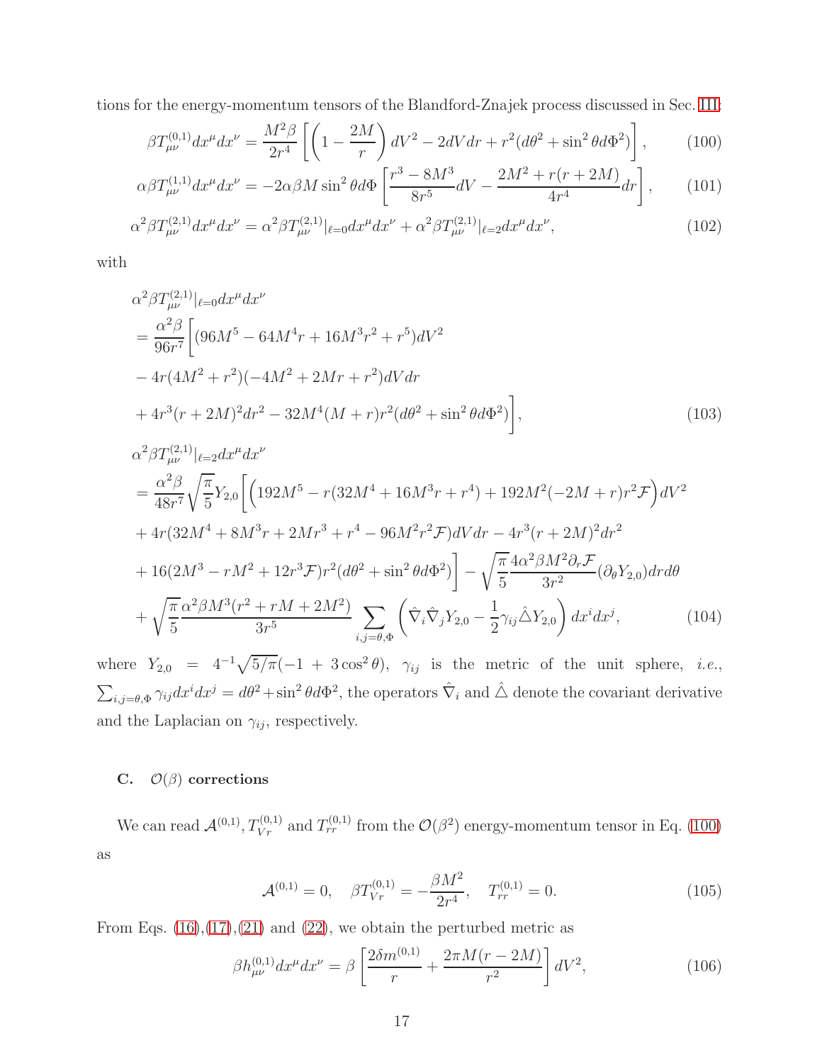tions for the energy-momentum tensors of the Blandford-Znajek process discussed in Sec. III:

$$\beta T^{(0,1)}_{\mu\nu}dx^\mu dx^\nu = \frac{M^2\beta}{2r^4}\left[\left(1-\frac{2M}{r}\right)dV^2 - 2dVdr + r^2(d\theta^2+\sin^2\theta d\Phi^2)\right], \tag{100}$$

$$\alpha\beta T^{(1,1)}_{\mu\nu}dx^\mu dx^\nu = -2\alpha\beta M\sin^2\theta d\Phi\left[\frac{r^3-8M^3}{8r^5}dV - \frac{2M^2+r(r+2M)}{4r^4}dr\right], \tag{101}$$

$$\alpha^2\beta T^{(2,1)}_{\mu\nu}dx^\mu dx^\nu = \alpha^2\beta T^{(2,1)}_{\mu\nu}|_{\ell=0}dx^\mu dx^\nu + \alpha^2\beta T^{(2,1)}_{\mu\nu}|_{\ell=2}dx^\mu dx^\nu, \tag{102}$$

with

$$\begin{aligned}
&\alpha^2\beta T^{(2,1)}_{\mu\nu}|_{\ell=0}dx^\mu dx^\nu \\
&= \frac{\alpha^2\beta}{96r^7}\Bigg[(96M^5 - 64M^4 r + 16M^3r^2 + r^5)dV^2 \\
&- 4r(4M^2+r^2)(-4M^2+2Mr+r^2)dVdr \\
&+ 4r^3(r+2M)^2dr^2 - 32M^4(M+r)r^2(d\theta^2+\sin^2\theta d\Phi^2)\Bigg],
\end{aligned} \tag{103}$$

$$\begin{aligned}
&\alpha^2\beta T^{(2,1)}_{\mu\nu}|_{\ell=2}dx^\mu dx^\nu \\
&= \frac{\alpha^2\beta}{48r^7}\sqrt{\frac{\pi}{5}}Y_{2,0}\Bigg[\Big(192M^5 - r(32M^4+16M^3r+r^4) + 192M^2(-2M+r)r^2\mathcal{F}\Big)dV^2 \\
&+ 4r(32M^4+8M^3r+2Mr^3+r^4-96M^2r^2\mathcal{F})dVdr - 4r^3(r+2M)^2dr^2 \\
&+ 16(2M^3 - rM^2 + 12r^3\mathcal{F})r^2(d\theta^2+\sin^2\theta d\Phi^2)\Bigg] - \sqrt{\frac{\pi}{5}}\frac{4\alpha^2\beta M^2\partial_r\mathcal{F}}{3r^2}(\partial_\theta Y_{2,0})drd\theta \\
&+ \sqrt{\frac{\pi}{5}}\frac{\alpha^2\beta M^3(r^2+rM+2M^2)}{3r^5}\sum_{i,j=\theta,\Phi}\left(\hat{\nabla}_i\hat{\nabla}_jY_{2,0} - \frac{1}{2}\gamma_{ij}\hat{\triangle}Y_{2,0}\right)dx^idx^j,
\end{aligned} \tag{104}$$

where $Y_{2,0} = 4^{-1}\sqrt{5/\pi}(-1+3\cos^2\theta)$, $\gamma_{ij}$ is the metric of the unit sphere, *i.e.*, $\sum_{i,j=\theta,\Phi}\gamma_{ij}dx^idx^j = d\theta^2+\sin^2\theta d\Phi^2$, the operators $\hat{\nabla}_i$ and $\hat{\triangle}$ denote the covariant derivative and the Laplacian on $\gamma_{ij}$, respectively.

### C. $\mathcal{O}(\beta)$ corrections

We can read $\mathcal{A}^{(0,1)}, T^{(0,1)}_{Vr}$ and $T^{(0,1)}_{rr}$ from the $\mathcal{O}(\beta^2)$ energy-momentum tensor in Eq. (100) as

$$\mathcal{A}^{(0,1)} = 0, \quad \beta T^{(0,1)}_{Vr} = -\frac{\beta M^2}{2r^4}, \quad T^{(0,1)}_{rr} = 0. \tag{105}$$

From Eqs. (16),(17),(21) and (22), we obtain the perturbed metric as

$$\beta h^{(0,1)}_{\mu\nu}dx^\mu dx^\nu = \beta\left[\frac{2\delta m^{(0,1)}}{r} + \frac{2\pi M(r-2M)}{r^2}\right]dV^2, \tag{106}$$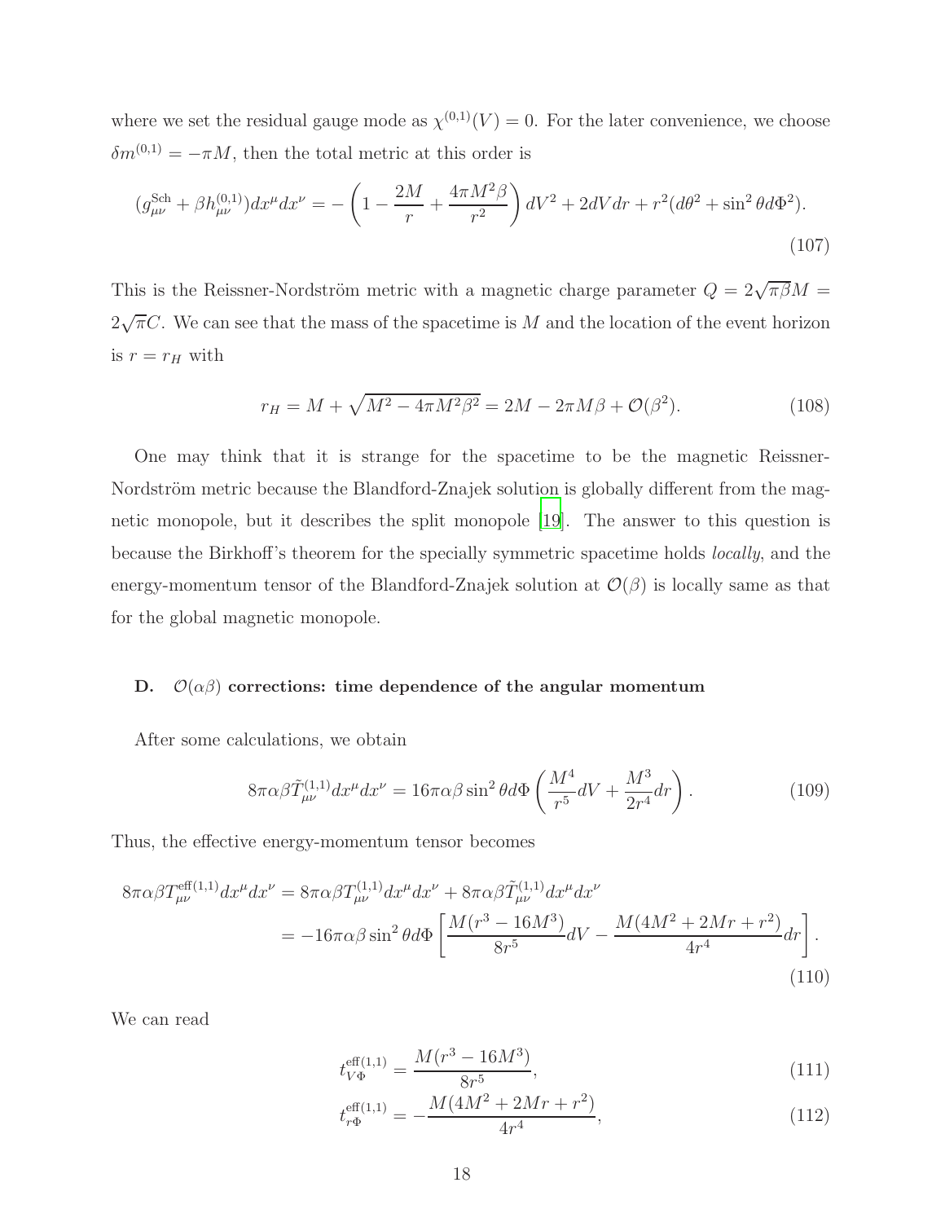where we set the residual gauge mode as $\chi^{(0,1)}(V) = 0$. For the later convenience, we choose $\delta m^{(0,1)} = -\pi M$, then the total metric at this order is

$$
(g^{\rm Sch}_{\mu\nu} + \beta h^{(0,1)}_{\mu\nu})dx^\mu dx^\nu = -\left(1 - \frac{2M}{r} + \frac{4\pi M^2 \beta}{r^2}\right) dV^2 + 2dVdr + r^2(d\theta^2 + \sin^2\theta d\Phi^2). \tag{107}
$$

This is the Reissner-Nordström metric with a magnetic charge parameter $Q = 2\sqrt{\pi\beta}M = 2\sqrt{\pi}C$. We can see that the mass of the spacetime is $M$ and the location of the event horizon is $r = r_H$ with

$$
r_H = M + \sqrt{M^2 - 4\pi M^2 \beta^2} = 2M - 2\pi M\beta + \mathcal{O}(\beta^2). \tag{108}
$$

One may think that it is strange for the spacetime to be the magnetic Reissner-Nordström metric because the Blandford-Znajek solution is globally different from the magnetic monopole, but it describes the split monopole [19]. The answer to this question is because the Birkhoff's theorem for the specially symmetric spacetime holds *locally*, and the energy-momentum tensor of the Blandford-Znajek solution at $\mathcal{O}(\beta)$ is locally same as that for the global magnetic monopole.

### D. $\mathcal{O}(\alpha\beta)$ corrections: time dependence of the angular momentum

After some calculations, we obtain

$$
8\pi\alpha\beta\tilde{T}^{(1,1)}_{\mu\nu}dx^\mu dx^\nu = 16\pi\alpha\beta \sin^2\theta d\Phi \left(\frac{M^4}{r^5}dV + \frac{M^3}{2r^4}dr\right). \tag{109}
$$

Thus, the effective energy-momentum tensor becomes

$$
\begin{aligned}
8\pi\alpha\beta T^{\rm eff(1,1)}_{\mu\nu}dx^\mu dx^\nu &= 8\pi\alpha\beta T^{(1,1)}_{\mu\nu}dx^\mu dx^\nu + 8\pi\alpha\beta\tilde{T}^{(1,1)}_{\mu\nu}dx^\mu dx^\nu \\
&= -16\pi\alpha\beta\sin^2\theta d\Phi\left[\frac{M(r^3 - 16M^3)}{8r^5}dV - \frac{M(4M^2 + 2Mr + r^2)}{4r^4}dr\right].
\end{aligned} \tag{110}
$$

We can read

$$
t^{\rm eff(1,1)}_{V\Phi} = \frac{M(r^3 - 16M^3)}{8r^5}, \tag{111}
$$

$$
t^{\rm eff(1,1)}_{r\Phi} = -\frac{M(4M^2 + 2Mr + r^2)}{4r^4}, \tag{112}
$$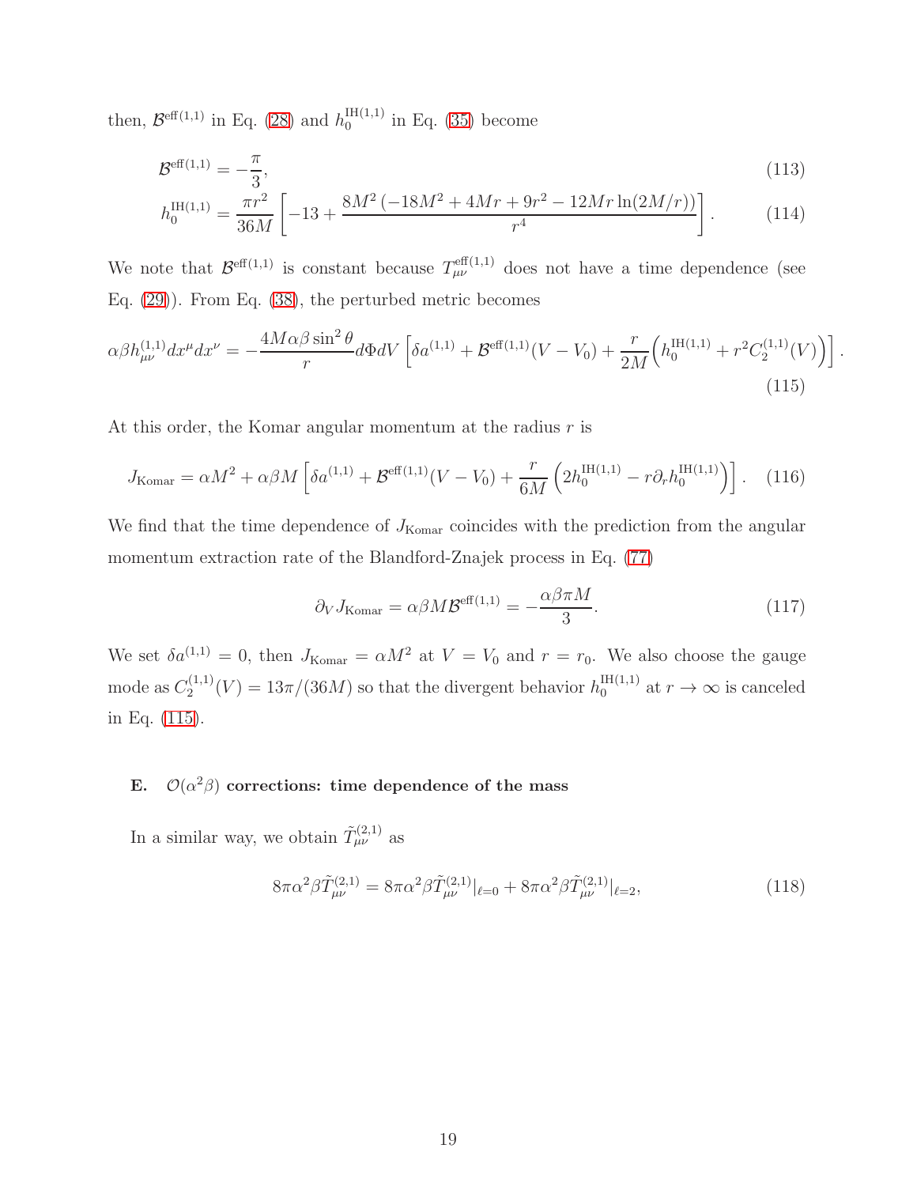then, $\mathcal{B}^{\text{eff}(1,1)}$ in Eq. (28) and $h_0^{\text{IH}(1,1)}$ in Eq. (35) become

$$\mathcal{B}^{\text{eff}(1,1)} = -\frac{\pi}{3}, \tag{113}$$

$$h_0^{\text{IH}(1,1)} = \frac{\pi r^2}{36M}\left[-13 + \frac{8M^2\left(-18M^2 + 4Mr + 9r^2 - 12Mr\ln(2M/r)\right)}{r^4}\right]. \tag{114}$$

We note that $\mathcal{B}^{\text{eff}(1,1)}$ is constant because $T_{\mu\nu}^{\text{eff}(1,1)}$ does not have a time dependence (see Eq. (29)). From Eq. (38), the perturbed metric becomes

$$\alpha\beta h_{\mu\nu}^{(1,1)}dx^\mu dx^\nu = -\frac{4M\alpha\beta\sin^2\theta}{r}d\Phi dV\left[\delta a^{(1,1)} + \mathcal{B}^{\text{eff}(1,1)}(V - V_0) + \frac{r}{2M}\Big(h_0^{\text{IH}(1,1)} + r^2 C_2^{(1,1)}(V)\Big)\right]. \tag{115}$$

At this order, the Komar angular momentum at the radius $r$ is

$$J_{\text{Komar}} = \alpha M^2 + \alpha\beta M\left[\delta a^{(1,1)} + \mathcal{B}^{\text{eff}(1,1)}(V - V_0) + \frac{r}{6M}\left(2h_0^{\text{IH}(1,1)} - r\partial_r h_0^{\text{IH}(1,1)}\right)\right]. \tag{116}$$

We find that the time dependence of $J_{\text{Komar}}$ coincides with the prediction from the angular momentum extraction rate of the Blandford-Znajek process in Eq. (77)

$$\partial_V J_{\text{Komar}} = \alpha\beta M\mathcal{B}^{\text{eff}(1,1)} = -\frac{\alpha\beta\pi M}{3}. \tag{117}$$

We set $\delta a^{(1,1)} = 0$, then $J_{\text{Komar}} = \alpha M^2$ at $V = V_0$ and $r = r_0$. We also choose the gauge mode as $C_2^{(1,1)}(V) = 13\pi/(36M)$ so that the divergent behavior $h_0^{\text{IH}(1,1)}$ at $r \to \infty$ is canceled in Eq. (115).

### E. $\mathcal{O}(\alpha^2\beta)$ corrections: time dependence of the mass

In a similar way, we obtain $\tilde{T}_{\mu\nu}^{(2,1)}$ as

$$8\pi\alpha^2\beta\tilde{T}_{\mu\nu}^{(2,1)} = 8\pi\alpha^2\beta\tilde{T}_{\mu\nu}^{(2,1)}|_{\ell=0} + 8\pi\alpha^2\beta\tilde{T}_{\mu\nu}^{(2,1)}|_{\ell=2}, \tag{118}$$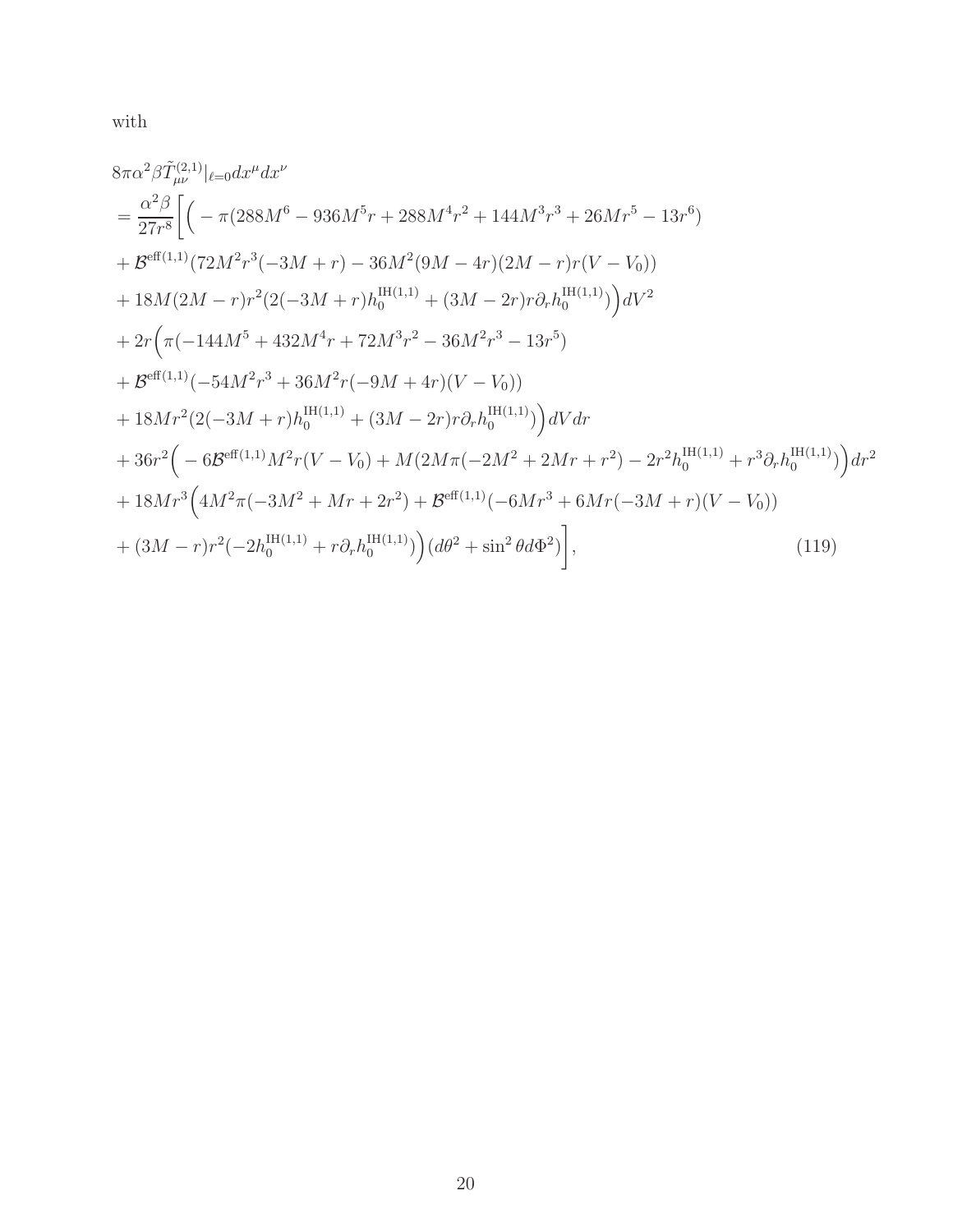with

$$
\begin{aligned}
&8\pi\alpha^2\beta\tilde{T}^{(2,1)}_{\mu\nu}|_{\ell=0}dx^\mu dx^\nu \\
&= \frac{\alpha^2\beta}{27r^8}\bigg[\Big(-\pi(288M^6 - 936M^5 r + 288M^4 r^2 + 144M^3 r^3 + 26Mr^5 - 13r^6) \\
&+ \mathcal{B}^{\text{eff}(1,1)}(72M^2r^3(-3M+r) - 36M^2(9M-4r)(2M-r)r(V-V_0)) \\
&+ 18M(2M-r)r^2(2(-3M+r)h_0^{\text{IH}(1,1)} + (3M-2r)r\partial_r h_0^{\text{IH}(1,1)})\Big)dV^2 \\
&+ 2r\Big(\pi(-144M^5 + 432M^4 r + 72M^3r^2 - 36M^2r^3 - 13r^5) \\
&+ \mathcal{B}^{\text{eff}(1,1)}(-54M^2r^3 + 36M^2r(-9M+4r)(V-V_0)) \\
&+ 18Mr^2(2(-3M+r)h_0^{\text{IH}(1,1)} + (3M-2r)r\partial_r h_0^{\text{IH}(1,1)})\Big)dVdr \\
&+ 36r^2\Big(-6\mathcal{B}^{\text{eff}(1,1)}M^2r(V-V_0) + M(2M\pi(-2M^2+2Mr+r^2) - 2r^2h_0^{\text{IH}(1,1)} + r^3\partial_r h_0^{\text{IH}(1,1)})\Big)dr^2 \\
&+ 18Mr^3\Big(4M^2\pi(-3M^2+Mr+2r^2) + \mathcal{B}^{\text{eff}(1,1)}(-6Mr^3 + 6Mr(-3M+r)(V-V_0)) \\
&+ (3M-r)r^2(-2h_0^{\text{IH}(1,1)} + r\partial_r h_0^{\text{IH}(1,1)})\Big)(d\theta^2 + \sin^2\theta d\Phi^2)\bigg],
\end{aligned}
\tag{119}
$$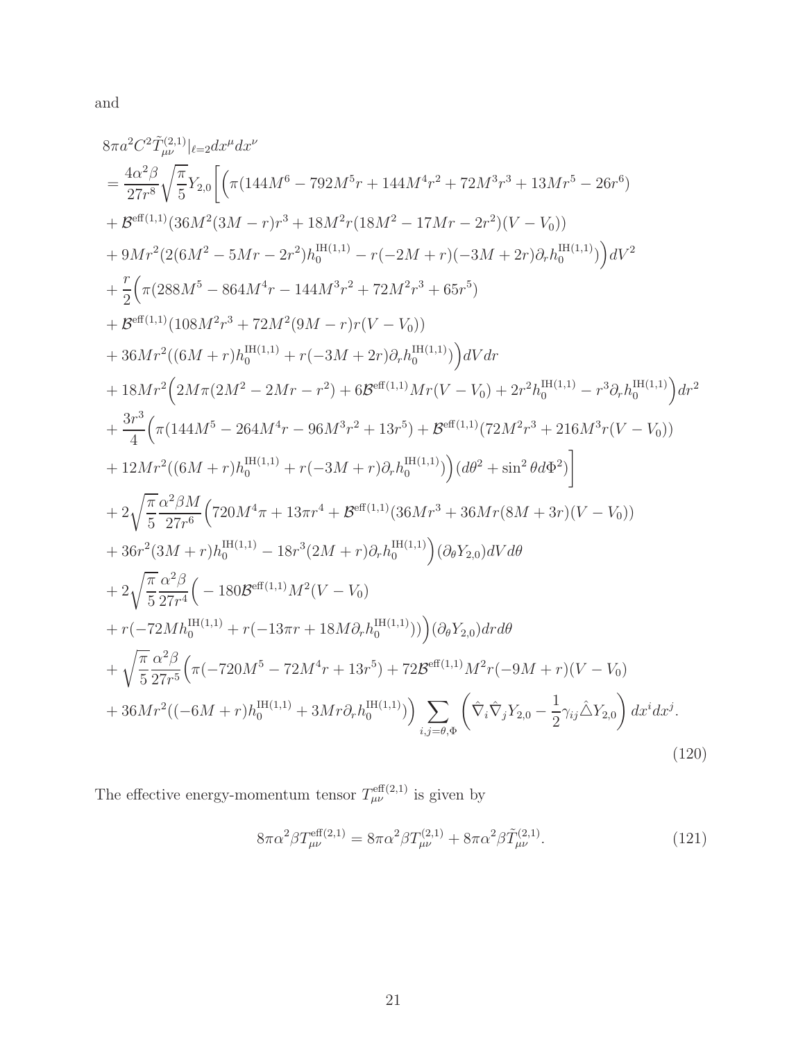and

$$
\begin{aligned}
&8\pi a^2 C^2 \tilde{T}^{(2,1)}_{\mu\nu}|_{\ell=2} dx^\mu dx^\nu \\
&= \frac{4\alpha^2\beta}{27r^8}\sqrt{\frac{\pi}{5}}Y_{2,0}\bigg[\Big(\pi(144M^6 - 792M^5 r + 144M^4 r^2 + 72M^3 r^3 + 13Mr^5 - 26r^6) \\
&+ \mathcal{B}^{\mathrm{eff}(1,1)}(36M^2(3M-r)r^3 + 18M^2 r(18M^2 - 17Mr - 2r^2)(V - V_0)) \\
&+ 9Mr^2(2(6M^2 - 5Mr - 2r^2)h_0^{\mathrm{IH}(1,1)} - r(-2M+r)(-3M+2r)\partial_r h_0^{\mathrm{IH}(1,1)})\Big)dV^2 \\
&+ \frac{r}{2}\Big(\pi(288M^5 - 864M^4 r - 144M^3 r^2 + 72M^2 r^3 + 65r^5) \\
&+ \mathcal{B}^{\mathrm{eff}(1,1)}(108M^2 r^3 + 72M^2(9M - r)r(V - V_0)) \\
&+ 36Mr^2((6M + r)h_0^{\mathrm{IH}(1,1)} + r(-3M + 2r)\partial_r h_0^{\mathrm{IH}(1,1)})\Big)dVdr \\
&+ 18Mr^2\Big(2M\pi(2M^2 - 2Mr - r^2) + 6\mathcal{B}^{\mathrm{eff}(1,1)}Mr(V - V_0) + 2r^2 h_0^{\mathrm{IH}(1,1)} - r^3\partial_r h_0^{\mathrm{IH}(1,1)}\Big)dr^2 \\
&+ \frac{3r^3}{4}\Big(\pi(144M^5 - 264M^4 r - 96M^3 r^2 + 13r^5) + \mathcal{B}^{\mathrm{eff}(1,1)}(72M^2 r^3 + 216M^3 r(V - V_0)) \\
&+ 12Mr^2((6M + r)h_0^{\mathrm{IH}(1,1)} + r(-3M + r)\partial_r h_0^{\mathrm{IH}(1,1)})\Big)(d\theta^2 + \sin^2\theta d\Phi^2)\bigg] \\
&+ 2\sqrt{\frac{\pi}{5}}\frac{\alpha^2\beta M}{27r^6}\Big(720M^4\pi + 13\pi r^4 + \mathcal{B}^{\mathrm{eff}(1,1)}(36Mr^3 + 36Mr(8M + 3r)(V - V_0)) \\
&+ 36r^2(3M + r)h_0^{\mathrm{IH}(1,1)} - 18r^3(2M + r)\partial_r h_0^{\mathrm{IH}(1,1)}\Big)(\partial_\theta Y_{2,0})dVd\theta \\
&+ 2\sqrt{\frac{\pi}{5}}\frac{\alpha^2\beta}{27r^4}\Big(-180\mathcal{B}^{\mathrm{eff}(1,1)}M^2(V - V_0) \\
&+ r(-72Mh_0^{\mathrm{IH}(1,1)} + r(-13\pi r + 18M\partial_r h_0^{\mathrm{IH}(1,1)}))\Big)(\partial_\theta Y_{2,0})drd\theta \\
&+ \sqrt{\frac{\pi}{5}}\frac{\alpha^2\beta}{27r^5}\Big(\pi(-720M^5 - 72M^4 r + 13r^5) + 72\mathcal{B}^{\mathrm{eff}(1,1)}M^2 r(-9M + r)(V - V_0) \\
&+ 36Mr^2((-6M + r)h_0^{\mathrm{IH}(1,1)} + 3Mr\partial_r h_0^{\mathrm{IH}(1,1)})\Big)\sum_{i,j=\theta,\Phi}\left(\hat{\nabla}_i\hat{\nabla}_j Y_{2,0} - \frac{1}{2}\gamma_{ij}\hat{\triangle}Y_{2,0}\right)dx^i dx^j.
\end{aligned}
\tag{120}
$$

The effective energy-momentum tensor $T^{\mathrm{eff}(2,1)}_{\mu\nu}$ is given by

$$
8\pi\alpha^2\beta T^{\mathrm{eff}(2,1)}_{\mu\nu} = 8\pi\alpha^2\beta T^{(2,1)}_{\mu\nu} + 8\pi\alpha^2\beta\tilde{T}^{(2,1)}_{\mu\nu}. \tag{121}
$$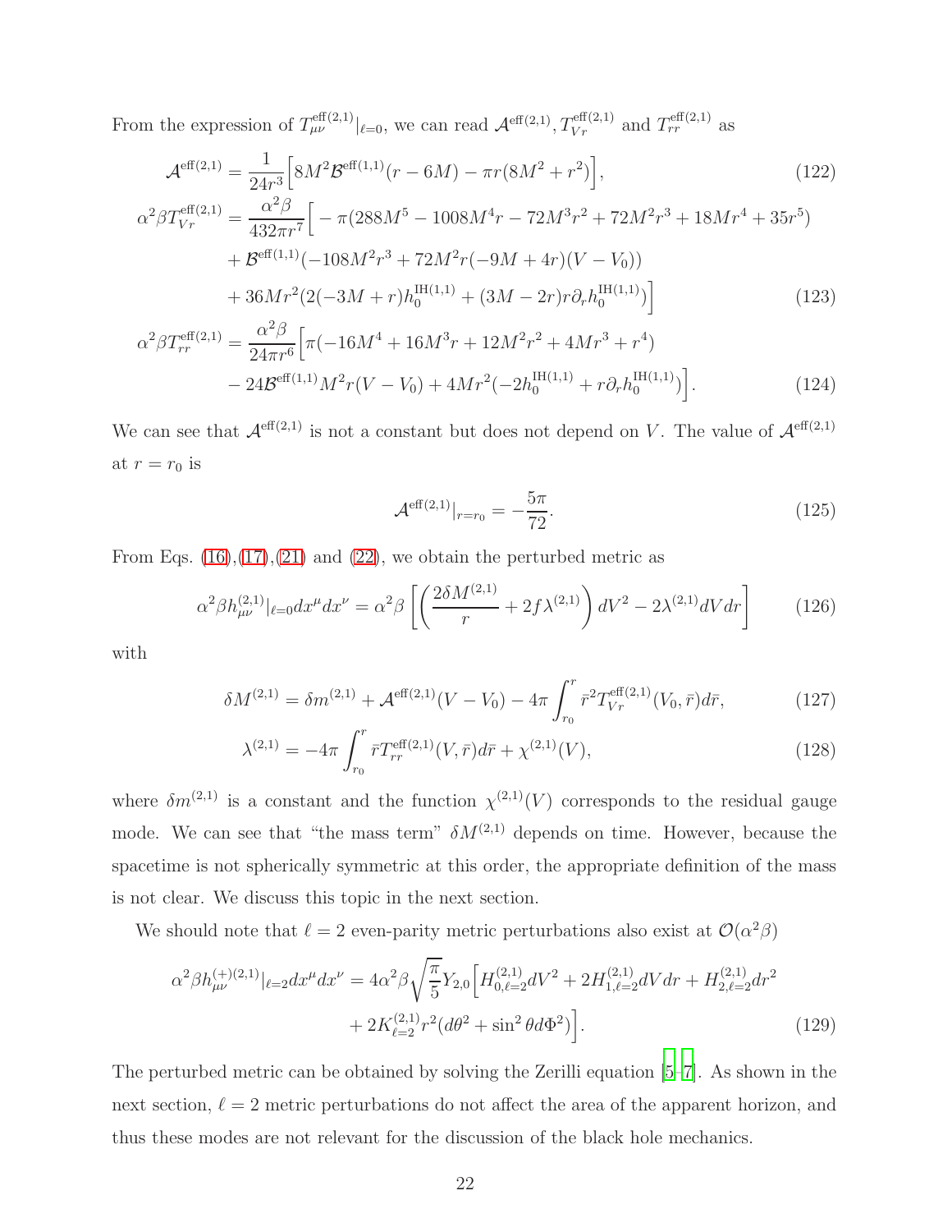From the expression of $T^{\rm eff(2,1)}_{\mu\nu}|_{\ell=0}$, we can read $\mathcal{A}^{\rm eff(2,1)}, T^{\rm eff(2,1)}_{Vr}$ and $T^{\rm eff(2,1)}_{rr}$ as

$$
\mathcal{A}^{\rm eff(2,1)} = \frac{1}{24r^3}\Big[8M^2\mathcal{B}^{\rm eff(1,1)}(r-6M) - \pi r(8M^2+r^2)\Big], \tag{122}
$$

$$
\begin{aligned}
\alpha^2\beta T^{\rm eff(2,1)}_{Vr} = \frac{\alpha^2\beta}{432\pi r^7}\Big[ & -\pi(288M^5 - 1008M^4 r - 72M^3r^2 + 72M^2r^3 + 18Mr^4 + 35r^5) \\
& + \mathcal{B}^{\rm eff(1,1)}(-108M^2r^3 + 72M^2 r(-9M+4r)(V-V_0)) \\
& + 36Mr^2(2(-3M+r)h_0^{\rm IH(1,1)} + (3M-2r)r\partial_r h_0^{\rm IH(1,1)})\Big]
\end{aligned} \tag{123}
$$

$$
\begin{aligned}
\alpha^2\beta T^{\rm eff(2,1)}_{rr} = \frac{\alpha^2\beta}{24\pi r^6}\Big[ & \pi(-16M^4 + 16M^3r + 12M^2r^2 + 4Mr^3 + r^4) \\
& - 24\mathcal{B}^{\rm eff(1,1)}M^2 r(V-V_0) + 4Mr^2(-2h_0^{\rm IH(1,1)} + r\partial_r h_0^{\rm IH(1,1)})\Big].
\end{aligned} \tag{124}
$$

We can see that $\mathcal{A}^{\rm eff(2,1)}$ is not a constant but does not depend on $V$. The value of $\mathcal{A}^{\rm eff(2,1)}$ at $r = r_0$ is

$$
\mathcal{A}^{\rm eff(2,1)}|_{r=r_0} = -\frac{5\pi}{72}. \tag{125}
$$

From Eqs. (16),(17),(21) and (22), we obtain the perturbed metric as

$$
\alpha^2\beta h^{(2,1)}_{\mu\nu}|_{\ell=0}dx^\mu dx^\nu = \alpha^2\beta\left[\left(\frac{2\delta M^{(2,1)}}{r} + 2f\lambda^{(2,1)}\right)dV^2 - 2\lambda^{(2,1)}dVdr\right] \tag{126}
$$

with

$$
\delta M^{(2,1)} = \delta m^{(2,1)} + \mathcal{A}^{\rm eff(2,1)}(V-V_0) - 4\pi\int_{r_0}^{r}\bar{r}^2 T^{\rm eff(2,1)}_{Vr}(V_0,\bar{r})d\bar{r}, \tag{127}
$$

$$
\lambda^{(2,1)} = -4\pi\int_{r_0}^{r}\bar{r}T^{\rm eff(2,1)}_{rr}(V,\bar{r})d\bar{r} + \chi^{(2,1)}(V), \tag{128}
$$

where $\delta m^{(2,1)}$ is a constant and the function $\chi^{(2,1)}(V)$ corresponds to the residual gauge mode. We can see that "the mass term" $\delta M^{(2,1)}$ depends on time. However, because the spacetime is not spherically symmetric at this order, the appropriate definition of the mass is not clear. We discuss this topic in the next section.

We should note that $\ell = 2$ even-parity metric perturbations also exist at $\mathcal{O}(\alpha^2\beta)$

$$
\begin{aligned}
\alpha^2\beta h^{(+)(2,1)}_{\mu\nu}|_{\ell=2}dx^\mu dx^\nu = 4\alpha^2\beta\sqrt{\frac{\pi}{5}}Y_{2,0}\Big[ & H^{(2,1)}_{0,\ell=2}dV^2 + 2H^{(2,1)}_{1,\ell=2}dVdr + H^{(2,1)}_{2,\ell=2}dr^2 \\
& + 2K^{(2,1)}_{\ell=2}r^2(d\theta^2 + \sin^2\theta d\Phi^2)\Big].
\end{aligned} \tag{129}
$$

The perturbed metric can be obtained by solving the Zerilli equation [5–7]. As shown in the next section, $\ell = 2$ metric perturbations do not affect the area of the apparent horizon, and thus these modes are not relevant for the discussion of the black hole mechanics.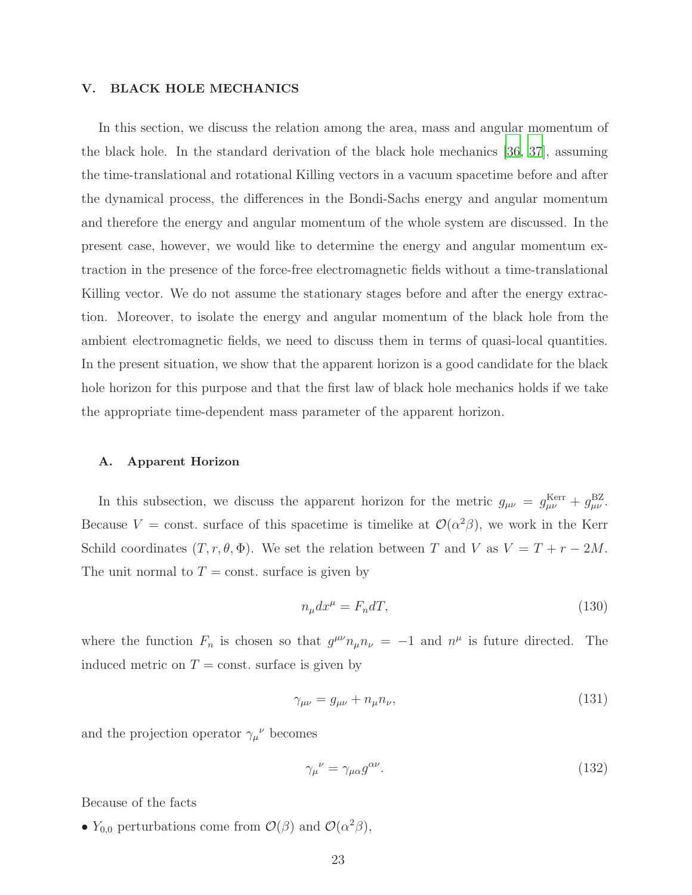## V. BLACK HOLE MECHANICS

In this section, we discuss the relation among the area, mass and angular momentum of the black hole. In the standard derivation of the black hole mechanics [36, 37], assuming the time-translational and rotational Killing vectors in a vacuum spacetime before and after the dynamical process, the differences in the Bondi-Sachs energy and angular momentum and therefore the energy and angular momentum of the whole system are discussed. In the present case, however, we would like to determine the energy and angular momentum extraction in the presence of the force-free electromagnetic fields without a time-translational Killing vector. We do not assume the stationary stages before and after the energy extraction. Moreover, to isolate the energy and angular momentum of the black hole from the ambient electromagnetic fields, we need to discuss them in terms of quasi-local quantities. In the present situation, we show that the apparent horizon is a good candidate for the black hole horizon for this purpose and that the first law of black hole mechanics holds if we take the appropriate time-dependent mass parameter of the apparent horizon.

### A. Apparent Horizon

In this subsection, we discuss the apparent horizon for the metric $g_{\mu\nu} = g_{\mu\nu}^{\rm Kerr} + g_{\mu\nu}^{\rm BZ}$. Because $V=$ const. surface of this spacetime is timelike at $\mathcal{O}(\alpha^2\beta)$, we work in the Kerr Schild coordinates $(T, r, \theta, \Phi)$. We set the relation between $T$ and $V$ as $V = T + r - 2M$. The unit normal to $T =$ const. surface is given by

$$n_\mu dx^\mu = F_n dT, \tag{130}$$

where the function $F_n$ is chosen so that $g^{\mu\nu} n_\mu n_\nu = -1$ and $n^\mu$ is future directed. The induced metric on $T =$ const. surface is given by

$$\gamma_{\mu\nu} = g_{\mu\nu} + n_\mu n_\nu, \tag{131}$$

and the projection operator ${\gamma_\mu}^\nu$ becomes

$${\gamma_\mu}^\nu = \gamma_{\mu\alpha} g^{\alpha\nu}. \tag{132}$$

Because of the facts

- $Y_{0,0}$ perturbations come from $\mathcal{O}(\beta)$ and $\mathcal{O}(\alpha^2\beta)$,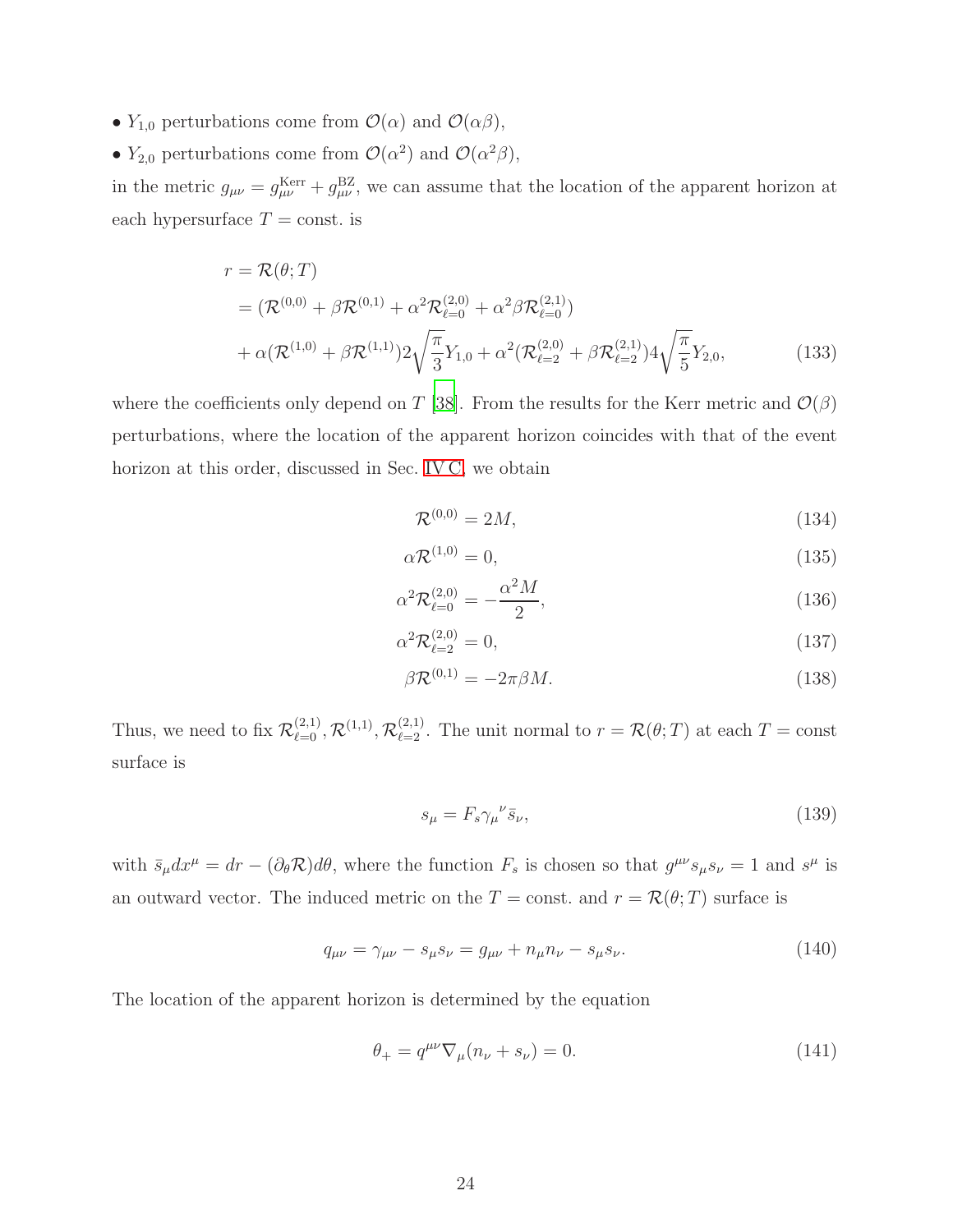- $Y_{1,0}$ perturbations come from $\mathcal{O}(\alpha)$ and $\mathcal{O}(\alpha\beta)$,
- $Y_{2,0}$ perturbations come from $\mathcal{O}(\alpha^2)$ and $\mathcal{O}(\alpha^2\beta)$,

in the metric $g_{\mu\nu} = g^{\rm Kerr}_{\mu\nu} + g^{\rm BZ}_{\mu\nu}$, we can assume that the location of the apparent horizon at each hypersurface $T = $ const. is

$$
\begin{aligned}
r &= \mathcal{R}(\theta; T) \\
&= (\mathcal{R}^{(0,0)} + \beta\mathcal{R}^{(0,1)} + \alpha^2\mathcal{R}^{(2,0)}_{\ell=0} + \alpha^2\beta\mathcal{R}^{(2,1)}_{\ell=0}) \\
&\quad + \alpha(\mathcal{R}^{(1,0)} + \beta\mathcal{R}^{(1,1)})2\sqrt{\frac{\pi}{3}}Y_{1,0} + \alpha^2(\mathcal{R}^{(2,0)}_{\ell=2} + \beta\mathcal{R}^{(2,1)}_{\ell=2})4\sqrt{\frac{\pi}{5}}Y_{2,0},
\end{aligned} \tag{133}
$$

where the coefficients only depend on $T$ [38]. From the results for the Kerr metric and $\mathcal{O}(\beta)$ perturbations, where the location of the apparent horizon coincides with that of the event horizon at this order, discussed in Sec. IV C, we obtain

$$\mathcal{R}^{(0,0)} = 2M, \tag{134}$$

$$\alpha\mathcal{R}^{(1,0)} = 0, \tag{135}$$

$$\alpha^2\mathcal{R}^{(2,0)}_{\ell=0} = -\frac{\alpha^2 M}{2}, \tag{136}$$

$$\alpha^2\mathcal{R}^{(2,0)}_{\ell=2} = 0, \tag{137}$$

$$\beta\mathcal{R}^{(0,1)} = -2\pi\beta M. \tag{138}$$

Thus, we need to fix $\mathcal{R}^{(2,1)}_{\ell=0}, \mathcal{R}^{(1,1)}, \mathcal{R}^{(2,1)}_{\ell=2}$. The unit normal to $r = \mathcal{R}(\theta; T)$ at each $T = $ const surface is

$$s_\mu = F_s \gamma_\mu{}^\nu \bar{s}_\nu, \tag{139}$$

with $\bar{s}_\mu dx^\mu = dr - (\partial_\theta\mathcal{R})d\theta$, where the function $F_s$ is chosen so that $g^{\mu\nu}s_\mu s_\nu = 1$ and $s^\mu$ is an outward vector. The induced metric on the $T = $ const. and $r = \mathcal{R}(\theta; T)$ surface is

$$q_{\mu\nu} = \gamma_{\mu\nu} - s_\mu s_\nu = g_{\mu\nu} + n_\mu n_\nu - s_\mu s_\nu. \tag{140}$$

The location of the apparent horizon is determined by the equation

$$\theta_+ = q^{\mu\nu}\nabla_\mu(n_\nu + s_\nu) = 0. \tag{141}$$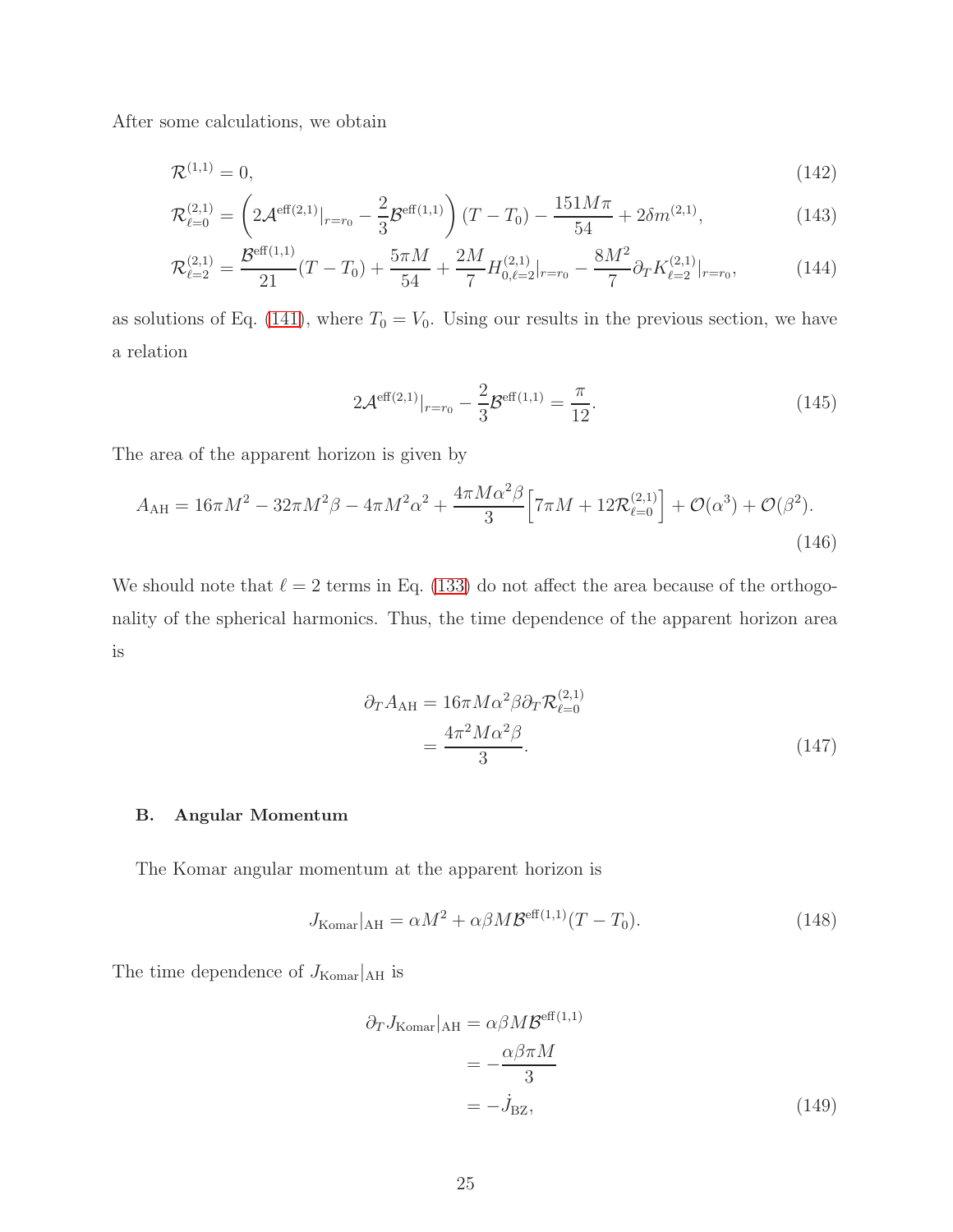After some calculations, we obtain

$$\mathcal{R}^{(1,1)} = 0, \tag{142}$$

$$\mathcal{R}^{(2,1)}_{\ell=0} = \left(2\mathcal{A}^{\mathrm{eff}(2,1)}|_{r=r_0} - \frac{2}{3}\mathcal{B}^{\mathrm{eff}(1,1)}\right)(T - T_0) - \frac{151M\pi}{54} + 2\delta m^{(2,1)}, \tag{143}$$

$$\mathcal{R}^{(2,1)}_{\ell=2} = \frac{\mathcal{B}^{\mathrm{eff}(1,1)}}{21}(T - T_0) + \frac{5\pi M}{54} + \frac{2M}{7}H^{(2,1)}_{0,\ell=2}|_{r=r_0} - \frac{8M^2}{7}\partial_T K^{(2,1)}_{\ell=2}|_{r=r_0}, \tag{144}$$

as solutions of Eq. (141), where $T_0 = V_0$. Using our results in the previous section, we have a relation

$$2\mathcal{A}^{\mathrm{eff}(2,1)}|_{r=r_0} - \frac{2}{3}\mathcal{B}^{\mathrm{eff}(1,1)} = \frac{\pi}{12}. \tag{145}$$

The area of the apparent horizon is given by

$$A_{\mathrm{AH}} = 16\pi M^2 - 32\pi M^2\beta - 4\pi M^2\alpha^2 + \frac{4\pi M\alpha^2\beta}{3}\Big[7\pi M + 12\mathcal{R}^{(2,1)}_{\ell=0}\Big] + \mathcal{O}(\alpha^3) + \mathcal{O}(\beta^2). \tag{146}$$

We should note that $\ell = 2$ terms in Eq. (133) do not affect the area because of the orthogonality of the spherical harmonics. Thus, the time dependence of the apparent horizon area is

$$\begin{aligned}
\partial_T A_{\mathrm{AH}} &= 16\pi M\alpha^2\beta\partial_T\mathcal{R}^{(2,1)}_{\ell=0} \\
&= \frac{4\pi^2 M\alpha^2\beta}{3}.
\end{aligned} \tag{147}$$

### B. Angular Momentum

The Komar angular momentum at the apparent horizon is

$$J_{\mathrm{Komar}}|_{\mathrm{AH}} = \alpha M^2 + \alpha\beta M\mathcal{B}^{\mathrm{eff}(1,1)}(T - T_0). \tag{148}$$

The time dependence of $J_{\mathrm{Komar}}|_{\mathrm{AH}}$ is

$$\begin{aligned}
\partial_T J_{\mathrm{Komar}}|_{\mathrm{AH}} &= \alpha\beta M\mathcal{B}^{\mathrm{eff}(1,1)} \\
&= -\frac{\alpha\beta\pi M}{3} \\
&= -\dot{J}_{\mathrm{BZ}},
\end{aligned} \tag{149}$$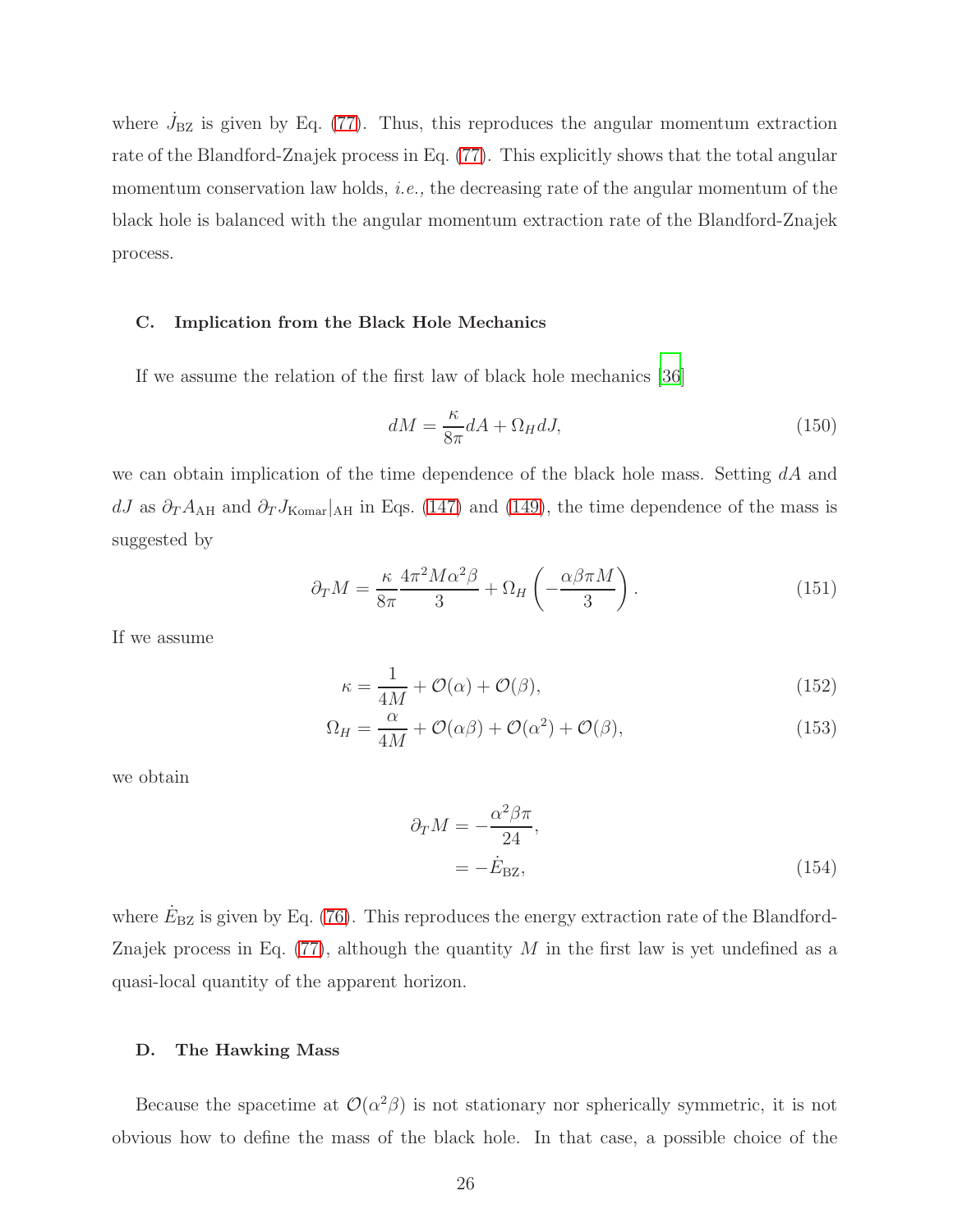where $\dot{J}_{\rm BZ}$ is given by Eq. (77). Thus, this reproduces the angular momentum extraction rate of the Blandford-Znajek process in Eq. (77). This explicitly shows that the total angular momentum conservation law holds, *i.e.,* the decreasing rate of the angular momentum of the black hole is balanced with the angular momentum extraction rate of the Blandford-Znajek process.

### C. Implication from the Black Hole Mechanics

If we assume the relation of the first law of black hole mechanics [36]

$$dM = \frac{\kappa}{8\pi} dA + \Omega_H dJ, \tag{150}$$

we can obtain implication of the time dependence of the black hole mass. Setting $dA$ and $dJ$ as $\partial_T A_{\rm AH}$ and $\partial_T J_{\rm Komar}|_{\rm AH}$ in Eqs. (147) and (149), the time dependence of the mass is suggested by

$$\partial_T M = \frac{\kappa}{8\pi} \frac{4\pi^2 M \alpha^2 \beta}{3} + \Omega_H \left( -\frac{\alpha\beta\pi M}{3} \right). \tag{151}$$

If we assume

$$\kappa = \frac{1}{4M} + \mathcal{O}(\alpha) + \mathcal{O}(\beta), \tag{152}$$

$$\Omega_H = \frac{\alpha}{4M} + \mathcal{O}(\alpha\beta) + \mathcal{O}(\alpha^2) + \mathcal{O}(\beta), \tag{153}$$

we obtain

$$\begin{aligned} \partial_T M &= -\frac{\alpha^2 \beta \pi}{24}, \\ &= -\dot{E}_{\rm BZ}, \end{aligned} \tag{154}$$

where $\dot{E}_{\rm BZ}$ is given by Eq. (76). This reproduces the energy extraction rate of the Blandford-Znajek process in Eq. (77), although the quantity $M$ in the first law is yet undefined as a quasi-local quantity of the apparent horizon.

### D. The Hawking Mass

Because the spacetime at $\mathcal{O}(\alpha^2\beta)$ is not stationary nor spherically symmetric, it is not obvious how to define the mass of the black hole. In that case, a possible choice of the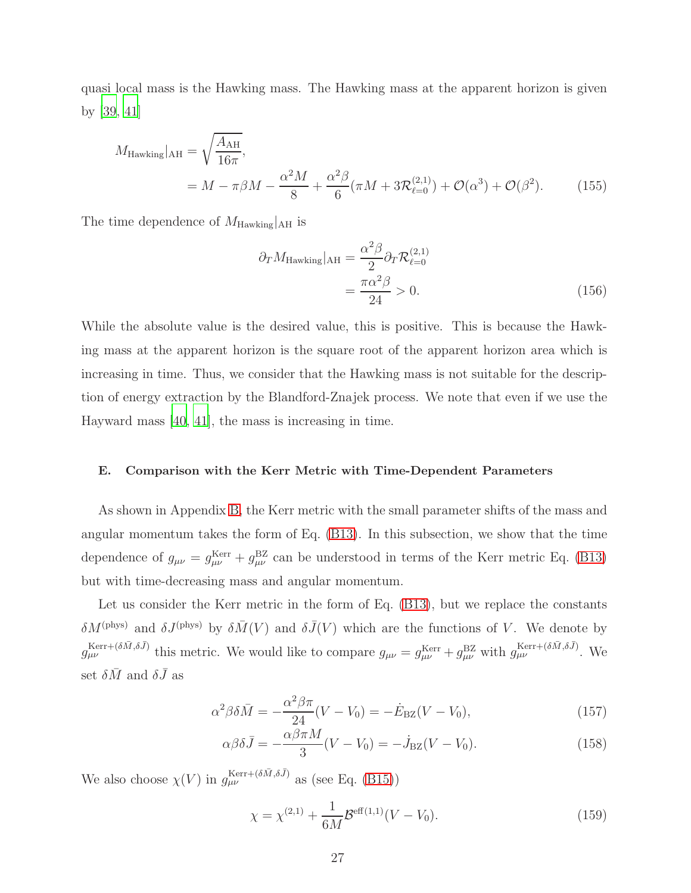quasi local mass is the Hawking mass. The Hawking mass at the apparent horizon is given by [39, 41]

$$
\begin{aligned}
M_{\rm Hawking}|_{\rm AH} &= \sqrt{\frac{A_{\rm AH}}{16\pi}}, \\
&= M - \pi\beta M - \frac{\alpha^2 M}{8} + \frac{\alpha^2\beta}{6}(\pi M + 3\mathcal{R}^{(2,1)}_{\ell=0}) + \mathcal{O}(\alpha^3) + \mathcal{O}(\beta^2). \qquad (155)
\end{aligned}
$$

The time dependence of $M_{\rm Hawking}|_{\rm AH}$ is

$$
\begin{aligned}
\partial_T M_{\rm Hawking}|_{\rm AH} &= \frac{\alpha^2\beta}{2}\partial_T \mathcal{R}^{(2,1)}_{\ell=0} \\
&= \frac{\pi\alpha^2\beta}{24} > 0. \qquad (156)
\end{aligned}
$$

While the absolute value is the desired value, this is positive. This is because the Hawking mass at the apparent horizon is the square root of the apparent horizon area which is increasing in time. Thus, we consider that the Hawking mass is not suitable for the description of energy extraction by the Blandford-Znajek process. We note that even if we use the Hayward mass [40, 41], the mass is increasing in time.

### E. Comparison with the Kerr Metric with Time-Dependent Parameters

As shown in Appendix B, the Kerr metric with the small parameter shifts of the mass and angular momentum takes the form of Eq. (B13). In this subsection, we show that the time dependence of $g_{\mu\nu} = g^{\rm Kerr}_{\mu\nu} + g^{\rm BZ}_{\mu\nu}$ can be understood in terms of the Kerr metric Eq. (B13) but with time-decreasing mass and angular momentum.

Let us consider the Kerr metric in the form of Eq. (B13), but we replace the constants $\delta M^{\rm (phys)}$ and $\delta J^{\rm (phys)}$ by $\delta\bar{M}(V)$ and $\delta\bar{J}(V)$ which are the functions of $V$. We denote by $g^{{\rm Kerr}+(\delta\bar{M},\delta\bar{J})}_{\mu\nu}$ this metric. We would like to compare $g_{\mu\nu} = g^{\rm Kerr}_{\mu\nu} + g^{\rm BZ}_{\mu\nu}$ with $g^{{\rm Kerr}+(\delta\bar{M},\delta\bar{J})}_{\mu\nu}$. We set $\delta\bar{M}$ and $\delta\bar{J}$ as

$$
\alpha^2\beta\delta\bar{M} = -\frac{\alpha^2\beta\pi}{24}(V - V_0) = -\dot{E}_{\rm BZ}(V - V_0), \qquad (157)
$$

$$
\alpha\beta\delta\bar{J} = -\frac{\alpha\beta\pi M}{3}(V - V_0) = -\dot{J}_{\rm BZ}(V - V_0). \qquad (158)
$$

We also choose $\chi(V)$ in $g^{{\rm Kerr}+(\delta\bar{M},\delta\bar{J})}_{\mu\nu}$ as (see Eq. (B15))

$$
\chi = \chi^{(2,1)} + \frac{1}{6M}\mathcal{B}^{{\rm eff}(1,1)}(V - V_0). \qquad (159)
$$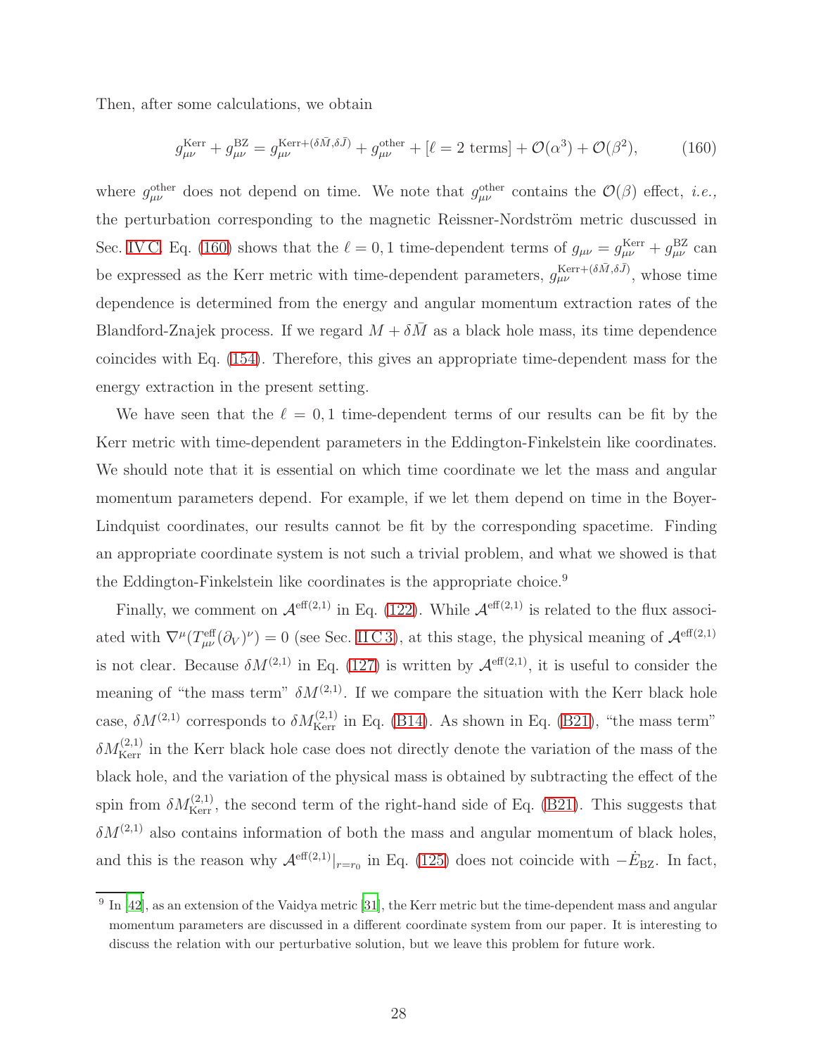Then, after some calculations, we obtain

$$g_{\mu\nu}^{\rm Kerr} + g_{\mu\nu}^{\rm BZ} = g_{\mu\nu}^{{\rm Kerr}+(\delta\bar{M},\delta\bar{J})} + g_{\mu\nu}^{\rm other} + [\ell = 2 \text{ terms}] + \mathcal{O}(\alpha^3) + \mathcal{O}(\beta^2), \tag{160}$$

where $g_{\mu\nu}^{\rm other}$ does not depend on time. We note that $g_{\mu\nu}^{\rm other}$ contains the $\mathcal{O}(\beta)$ effect, *i.e.*, the perturbation corresponding to the magnetic Reissner-Nordström metric duscussed in Sec. IV C. Eq. (160) shows that the $\ell = 0, 1$ time-dependent terms of $g_{\mu\nu} = g_{\mu\nu}^{\rm Kerr} + g_{\mu\nu}^{\rm BZ}$ can be expressed as the Kerr metric with time-dependent parameters, $g_{\mu\nu}^{{\rm Kerr}+(\delta\bar{M},\delta\bar{J})}$, whose time dependence is determined from the energy and angular momentum extraction rates of the Blandford-Znajek process. If we regard $M + \delta\bar{M}$ as a black hole mass, its time dependence coincides with Eq. (154). Therefore, this gives an appropriate time-dependent mass for the energy extraction in the present setting.

We have seen that the $\ell = 0, 1$ time-dependent terms of our results can be fit by the Kerr metric with time-dependent parameters in the Eddington-Finkelstein like coordinates. We should note that it is essential on which time coordinate we let the mass and angular momentum parameters depend. For example, if we let them depend on time in the Boyer-Lindquist coordinates, our results cannot be fit by the corresponding spacetime. Finding an appropriate coordinate system is not such a trivial problem, and what we showed is that the Eddington-Finkelstein like coordinates is the appropriate choice.[9]

Finally, we comment on $\mathcal{A}^{{\rm eff}(2,1)}$ in Eq. (122). While $\mathcal{A}^{{\rm eff}(2,1)}$ is related to the flux associated with $\nabla^\mu (T_{\mu\nu}^{\rm eff}(\partial_V)^\nu) = 0$ (see Sec. II C 3), at this stage, the physical meaning of $\mathcal{A}^{{\rm eff}(2,1)}$ is not clear. Because $\delta M^{(2,1)}$ in Eq. (127) is written by $\mathcal{A}^{{\rm eff}(2,1)}$, it is useful to consider the meaning of "the mass term" $\delta M^{(2,1)}$. If we compare the situation with the Kerr black hole case, $\delta M^{(2,1)}$ corresponds to $\delta M_{\rm Kerr}^{(2,1)}$ in Eq. (B14). As shown in Eq. (B21), "the mass term" $\delta M_{\rm Kerr}^{(2,1)}$ in the Kerr black hole case does not directly denote the variation of the mass of the black hole, and the variation of the physical mass is obtained by subtracting the effect of the spin from $\delta M_{\rm Kerr}^{(2,1)}$, the second term of the right-hand side of Eq. (B21). This suggests that $\delta M^{(2,1)}$ also contains information of both the mass and angular momentum of black holes, and this is the reason why $\mathcal{A}^{{\rm eff}(2,1)}|_{r=r_0}$ in Eq. (125) does not coincide with $-\dot{E}_{\rm BZ}$. In fact,

[9] In [42], as an extension of the Vaidya metric [31], the Kerr metric but the time-dependent mass and angular momentum parameters are discussed in a different coordinate system from our paper. It is interesting to discuss the relation with our perturbative solution, but we leave this problem for future work.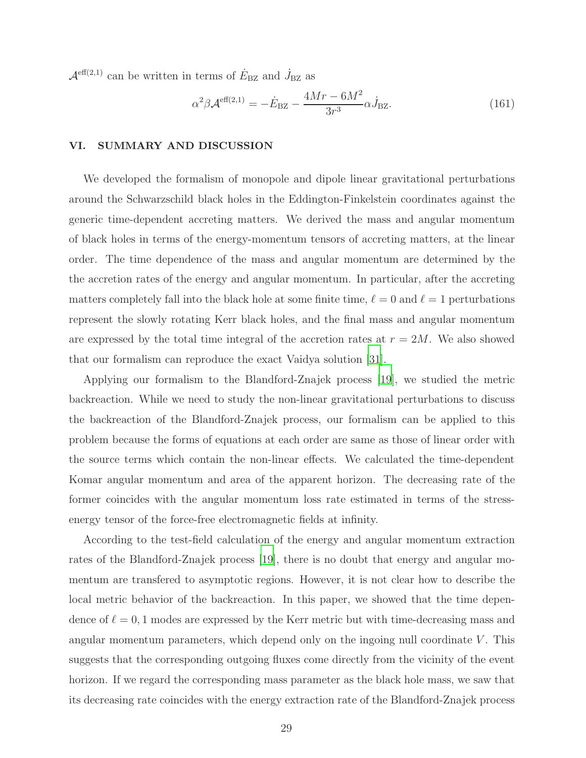$\mathcal{A}^{\text{eff}(2,1)}$ can be written in terms of $\dot{E}_{\text{BZ}}$ and $\dot{J}_{\text{BZ}}$ as

$$\alpha^2 \beta \mathcal{A}^{\text{eff}(2,1)} = -\dot{E}_{\text{BZ}} - \frac{4Mr - 6M^2}{3r^3} \alpha \dot{J}_{\text{BZ}}. \tag{161}$$

## VI. SUMMARY AND DISCUSSION

We developed the formalism of monopole and dipole linear gravitational perturbations around the Schwarzschild black holes in the Eddington-Finkelstein coordinates against the generic time-dependent accreting matters. We derived the mass and angular momentum of black holes in terms of the energy-momentum tensors of accreting matters, at the linear order. The time dependence of the mass and angular momentum are determined by the the accretion rates of the energy and angular momentum. In particular, after the accreting matters completely fall into the black hole at some finite time, $\ell = 0$ and $\ell = 1$ perturbations represent the slowly rotating Kerr black holes, and the final mass and angular momentum are expressed by the total time integral of the accretion rates at $r = 2M$. We also showed that our formalism can reproduce the exact Vaidya solution [31].

Applying our formalism to the Blandford-Znajek process [19], we studied the metric backreaction. While we need to study the non-linear gravitational perturbations to discuss the backreaction of the Blandford-Znajek process, our formalism can be applied to this problem because the forms of equations at each order are same as those of linear order with the source terms which contain the non-linear effects. We calculated the time-dependent Komar angular momentum and area of the apparent horizon. The decreasing rate of the former coincides with the angular momentum loss rate estimated in terms of the stress-energy tensor of the force-free electromagnetic fields at infinity.

According to the test-field calculation of the energy and angular momentum extraction rates of the Blandford-Znajek process [19], there is no doubt that energy and angular momentum are transfered to asymptotic regions. However, it is not clear how to describe the local metric behavior of the backreaction. In this paper, we showed that the time dependence of $\ell = 0, 1$ modes are expressed by the Kerr metric but with time-decreasing mass and angular momentum parameters, which depend only on the ingoing null coordinate $V$. This suggests that the corresponding outgoing fluxes come directly from the vicinity of the event horizon. If we regard the corresponding mass parameter as the black hole mass, we saw that its decreasing rate coincides with the energy extraction rate of the Blandford-Znajek process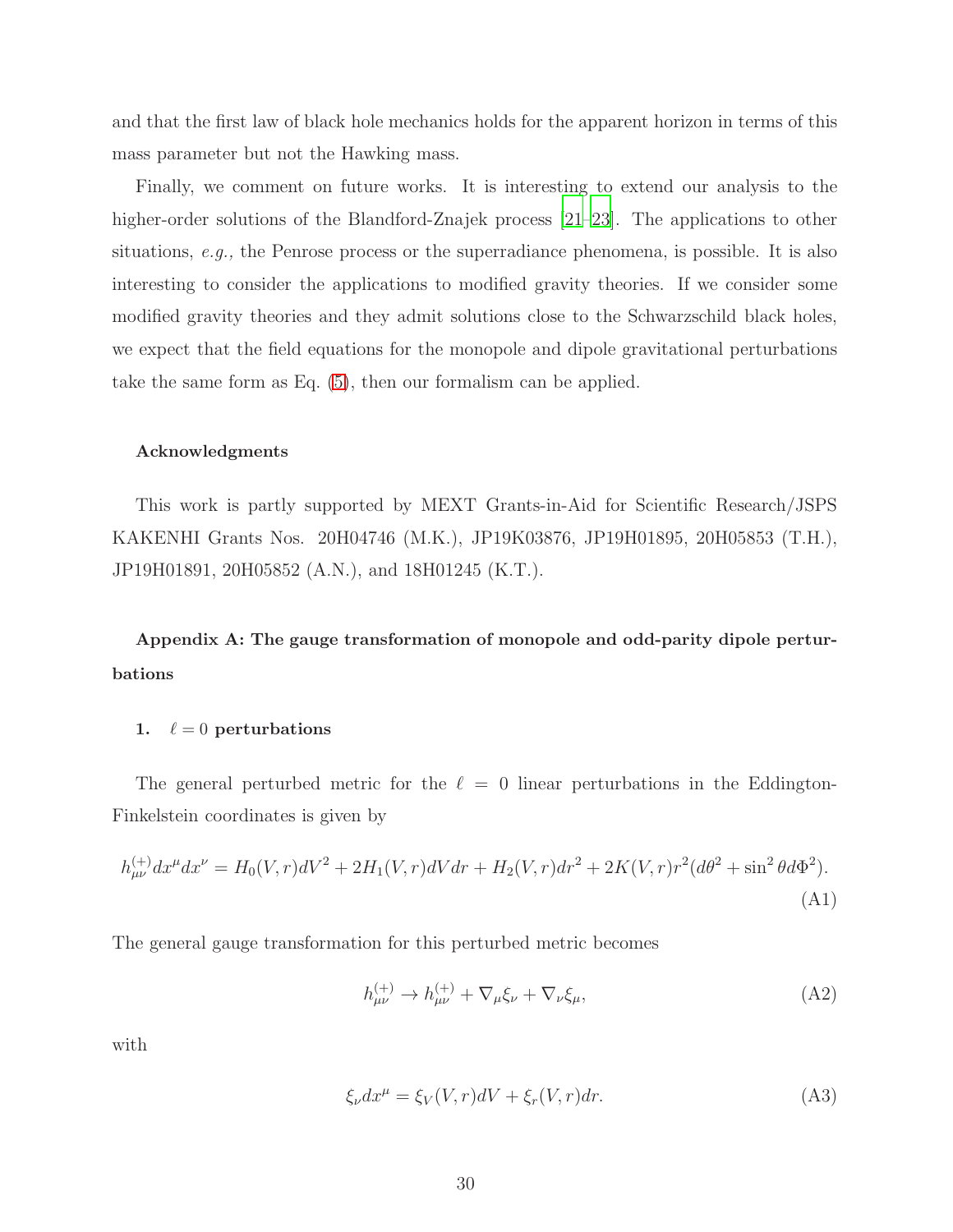and that the first law of black hole mechanics holds for the apparent horizon in terms of this mass parameter but not the Hawking mass.

Finally, we comment on future works. It is interesting to extend our analysis to the higher-order solutions of the Blandford-Znajek process [21–23]. The applications to other situations, *e.g.,* the Penrose process or the superradiance phenomena, is possible. It is also interesting to consider the applications to modified gravity theories. If we consider some modified gravity theories and they admit solutions close to the Schwarzschild black holes, we expect that the field equations for the monopole and dipole gravitational perturbations take the same form as Eq. (5), then our formalism can be applied.

### Acknowledgments

This work is partly supported by MEXT Grants-in-Aid for Scientific Research/JSPS KAKENHI Grants Nos. 20H04746 (M.K.), JP19K03876, JP19H01895, 20H05853 (T.H.), JP19H01891, 20H05852 (A.N.), and 18H01245 (K.T.).

## Appendix A: The gauge transformation of monopole and odd-parity dipole perturbations

### 1. $\ell = 0$ perturbations

The general perturbed metric for the $\ell = 0$ linear perturbations in the Eddington-Finkelstein coordinates is given by

$$h^{(+)}_{\mu\nu}dx^\mu dx^\nu = H_0(V,r)dV^2 + 2H_1(V,r)dVdr + H_2(V,r)dr^2 + 2K(V,r)r^2(d\theta^2 + \sin^2\theta d\Phi^2). \tag{A1}$$

The general gauge transformation for this perturbed metric becomes

$$h^{(+)}_{\mu\nu} \to h^{(+)}_{\mu\nu} + \nabla_\mu \xi_\nu + \nabla_\nu \xi_\mu, \tag{A2}$$

with

$$\xi_\nu dx^\mu = \xi_V(V,r)dV + \xi_r(V,r)dr. \tag{A3}$$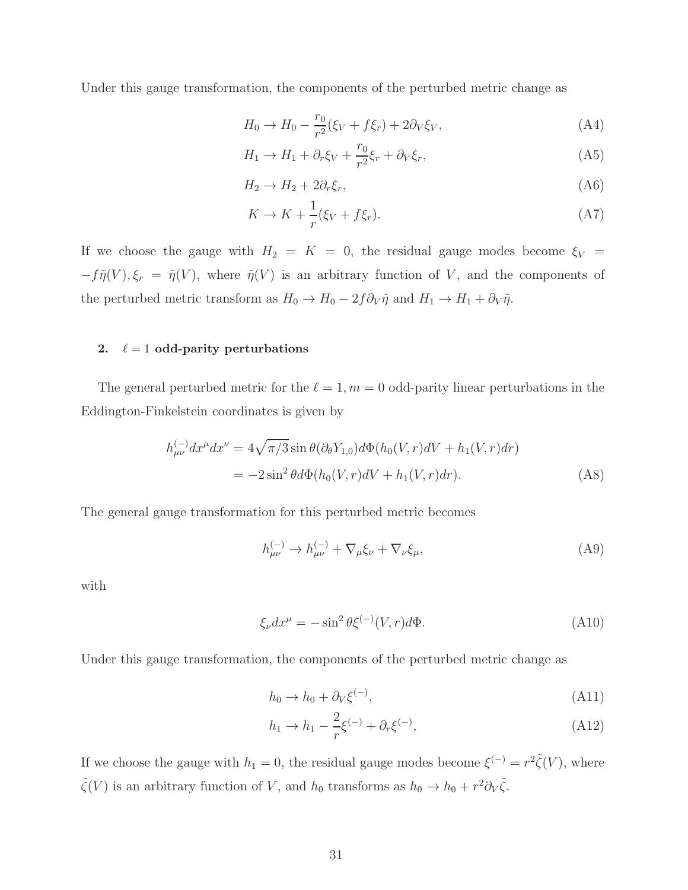Under this gauge transformation, the components of the perturbed metric change as

$$H_0 \to H_0 - \frac{r_0}{r^2}(\xi_V + f\xi_r) + 2\partial_V \xi_V, \tag{A4}$$

$$H_1 \to H_1 + \partial_r \xi_V + \frac{r_0}{r^2}\xi_r + \partial_V \xi_r, \tag{A5}$$

$$H_2 \to H_2 + 2\partial_r \xi_r, \tag{A6}$$

$$K \to K + \frac{1}{r}(\xi_V + f\xi_r). \tag{A7}$$

If we choose the gauge with $H_2 = K = 0$, the residual gauge modes become $\xi_V = -f\tilde{\eta}(V), \xi_r = \tilde{\eta}(V)$, where $\tilde{\eta}(V)$ is an arbitrary function of $V$, and the components of the perturbed metric transform as $H_0 \to H_0 - 2f\partial_V \tilde{\eta}$ and $H_1 \to H_1 + \partial_V \tilde{\eta}$.

### 2. $\ell = 1$ odd-parity perturbations

The general perturbed metric for the $\ell = 1, m = 0$ odd-parity linear perturbations in the Eddington-Finkelstein coordinates is given by

$$\begin{aligned} h^{(-)}_{\mu\nu} dx^\mu dx^\nu &= 4\sqrt{\pi/3} \sin\theta (\partial_\theta Y_{1,0}) d\Phi (h_0(V,r) dV + h_1(V,r) dr) \\ &= -2\sin^2\theta d\Phi (h_0(V,r) dV + h_1(V,r) dr). \end{aligned} \tag{A8}$$

The general gauge transformation for this perturbed metric becomes

$$h^{(-)}_{\mu\nu} \to h^{(-)}_{\mu\nu} + \nabla_\mu \xi_\nu + \nabla_\nu \xi_\mu, \tag{A9}$$

with

$$\xi_\nu dx^\mu = -\sin^2\theta \xi^{(-)}(V,r) d\Phi. \tag{A10}$$

Under this gauge transformation, the components of the perturbed metric change as

$$h_0 \to h_0 + \partial_V \xi^{(-)}, \tag{A11}$$

$$h_1 \to h_1 - \frac{2}{r}\xi^{(-)} + \partial_r \xi^{(-)}, \tag{A12}$$

If we choose the gauge with $h_1 = 0$, the residual gauge modes become $\xi^{(-)} = r^2 \tilde{\zeta}(V)$, where $\tilde{\zeta}(V)$ is an arbitrary function of $V$, and $h_0$ transforms as $h_0 \to h_0 + r^2 \partial_V \tilde{\zeta}$.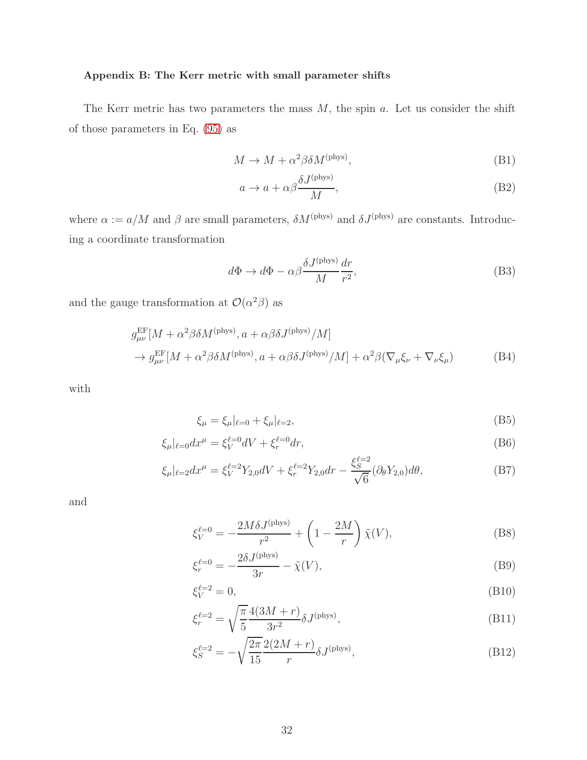### Appendix B: The Kerr metric with small parameter shifts

The Kerr metric has two parameters the mass $M$, the spin $a$. Let us consider the shift of those parameters in Eq. (95) as

$$M \to M + \alpha^2 \beta \delta M^{(\mathrm{phys})}, \tag{B1}$$

$$a \to a + \alpha \beta \frac{\delta J^{(\mathrm{phys})}}{M}, \tag{B2}$$

where $\alpha := a/M$ and $\beta$ are small parameters, $\delta M^{(\mathrm{phys})}$ and $\delta J^{(\mathrm{phys})}$ are constants. Introducing a coordinate transformation

$$d\Phi \to d\Phi - \alpha \beta \frac{\delta J^{(\mathrm{phys})}}{M} \frac{dr}{r^2}, \tag{B3}$$

and the gauge transformation at $\mathcal{O}(\alpha^2 \beta)$ as

$$\begin{aligned} & g^{\mathrm{EF}}_{\mu\nu}[M + \alpha^2 \beta \delta M^{(\mathrm{phys})}, a + \alpha \beta \delta J^{(\mathrm{phys})}/M] \\ & \to g^{\mathrm{EF}}_{\mu\nu}[M + \alpha^2 \beta \delta M^{(\mathrm{phys})}, a + \alpha \beta \delta J^{(\mathrm{phys})}/M] + \alpha^2 \beta (\nabla_\mu \xi_\nu + \nabla_\nu \xi_\mu) \end{aligned} \tag{B4}$$

with

$$\xi_\mu = \xi_\mu|_{\ell=0} + \xi_\mu|_{\ell=2}, \tag{B5}$$

$$\xi_\mu|_{\ell=0} dx^\mu = \xi^{\ell=0}_V dV + \xi^{\ell=0}_r dr, \tag{B6}$$

$$\xi_\mu|_{\ell=2} dx^\mu = \xi^{\ell=2}_V Y_{2,0} dV + \xi^{\ell=2}_r Y_{2,0} dr - \frac{\xi^{\ell=2}_S}{\sqrt{6}} (\partial_\theta Y_{2,0}) d\theta, \tag{B7}$$

and

$$\xi^{\ell=0}_V = -\frac{2M \delta J^{(\mathrm{phys})}}{r^2} + \left(1 - \frac{2M}{r}\right) \tilde{\chi}(V), \tag{B8}$$

$$\xi^{\ell=0}_r = -\frac{2\delta J^{(\mathrm{phys})}}{3r} - \tilde{\chi}(V), \tag{B9}$$

$$\xi^{\ell=2}_V = 0, \tag{B10}$$

$$\xi^{\ell=2}_r = \sqrt{\frac{\pi}{5}} \frac{4(3M + r)}{3r^2} \delta J^{(\mathrm{phys})}, \tag{B11}$$

$$\xi^{\ell=2}_S = -\sqrt{\frac{2\pi}{15}} \frac{2(2M + r)}{r} \delta J^{(\mathrm{phys})}, \tag{B12}$$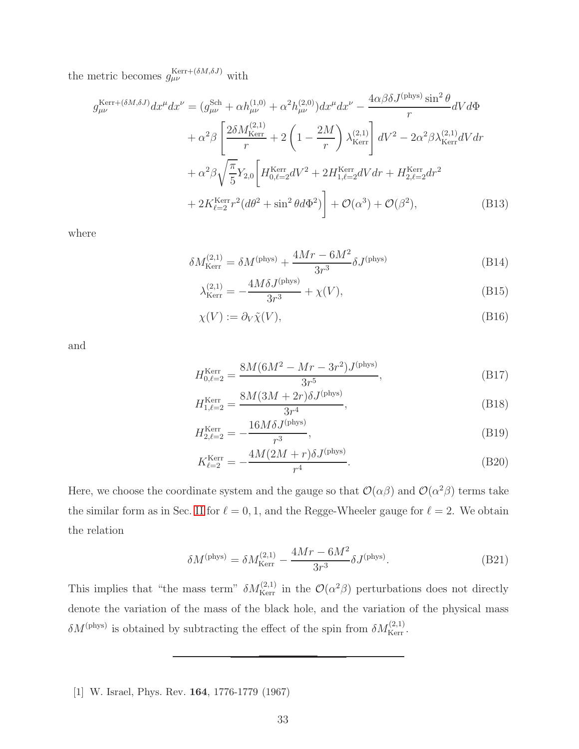the metric becomes $g_{\mu\nu}^{\mathrm{Kerr}+(\delta M,\delta J)}$ with

$$
\begin{aligned}
g_{\mu\nu}^{\mathrm{Kerr}+(\delta M,\delta J)}dx^\mu dx^\nu =& (g_{\mu\nu}^{\mathrm{Sch}} + \alpha h_{\mu\nu}^{(1,0)} + \alpha^2 h_{\mu\nu}^{(2,0)})dx^\mu dx^\nu - \frac{4\alpha\beta\delta J^{(\mathrm{phys})}\sin^2\theta}{r}dVd\Phi \\
&+ \alpha^2\beta\left[\frac{2\delta M_{\mathrm{Kerr}}^{(2,1)}}{r} + 2\left(1-\frac{2M}{r}\right)\lambda_{\mathrm{Kerr}}^{(2,1)}\right]dV^2 - 2\alpha^2\beta\lambda_{\mathrm{Kerr}}^{(2,1)}dVdr \\
&+ \alpha^2\beta\sqrt{\frac{\pi}{5}}Y_{2,0}\left[H_{0,\ell=2}^{\mathrm{Kerr}}dV^2 + 2H_{1,\ell=2}^{\mathrm{Kerr}}dVdr + H_{2,\ell=2}^{\mathrm{Kerr}}dr^2\right. \\
&\left.+ 2K_{\ell=2}^{\mathrm{Kerr}}r^2(d\theta^2+\sin^2\theta d\Phi^2)\right] + \mathcal{O}(\alpha^3) + \mathcal{O}(\beta^2),
\end{aligned}
\tag{B13}
$$

where

$$
\delta M_{\mathrm{Kerr}}^{(2,1)} = \delta M^{(\mathrm{phys})} + \frac{4Mr-6M^2}{3r^3}\delta J^{(\mathrm{phys})} \tag{B14}
$$

$$
\lambda_{\mathrm{Kerr}}^{(2,1)} = -\frac{4M\delta J^{(\mathrm{phys})}}{3r^3} + \chi(V), \tag{B15}
$$

$$
\chi(V) := \partial_V\tilde{\chi}(V), \tag{B16}
$$

and

$$
H_{0,\ell=2}^{\mathrm{Kerr}} = \frac{8M(6M^2-Mr-3r^2)J^{(\mathrm{phys})}}{3r^5}, \tag{B17}
$$

$$
H_{1,\ell=2}^{\mathrm{Kerr}} = \frac{8M(3M+2r)\delta J^{(\mathrm{phys})}}{3r^4}, \tag{B18}
$$

$$
H_{2,\ell=2}^{\mathrm{Kerr}} = -\frac{16M\delta J^{(\mathrm{phys})}}{r^3}, \tag{B19}
$$

$$
K_{\ell=2}^{\mathrm{Kerr}} = -\frac{4M(2M+r)\delta J^{(\mathrm{phys})}}{r^4}. \tag{B20}
$$

Here, we choose the coordinate system and the gauge so that $\mathcal{O}(\alpha\beta)$ and $\mathcal{O}(\alpha^2\beta)$ terms take the similar form as in Sec. II for $\ell = 0, 1$, and the Regge-Wheeler gauge for $\ell = 2$. We obtain the relation

$$
\delta M^{(\mathrm{phys})} = \delta M_{\mathrm{Kerr}}^{(2,1)} - \frac{4Mr-6M^2}{3r^3}\delta J^{(\mathrm{phys})}. \tag{B21}
$$

This implies that "the mass term" $\delta M_{\mathrm{Kerr}}^{(2,1)}$ in the $\mathcal{O}(\alpha^2\beta)$ perturbations does not directly denote the variation of the mass of the black hole, and the variation of the physical mass $\delta M^{(\mathrm{phys})}$ is obtained by subtracting the effect of the spin from $\delta M_{\mathrm{Kerr}}^{(2,1)}$.

---

[1] W. Israel, Phys. Rev. **164**, 1776-1779 (1967)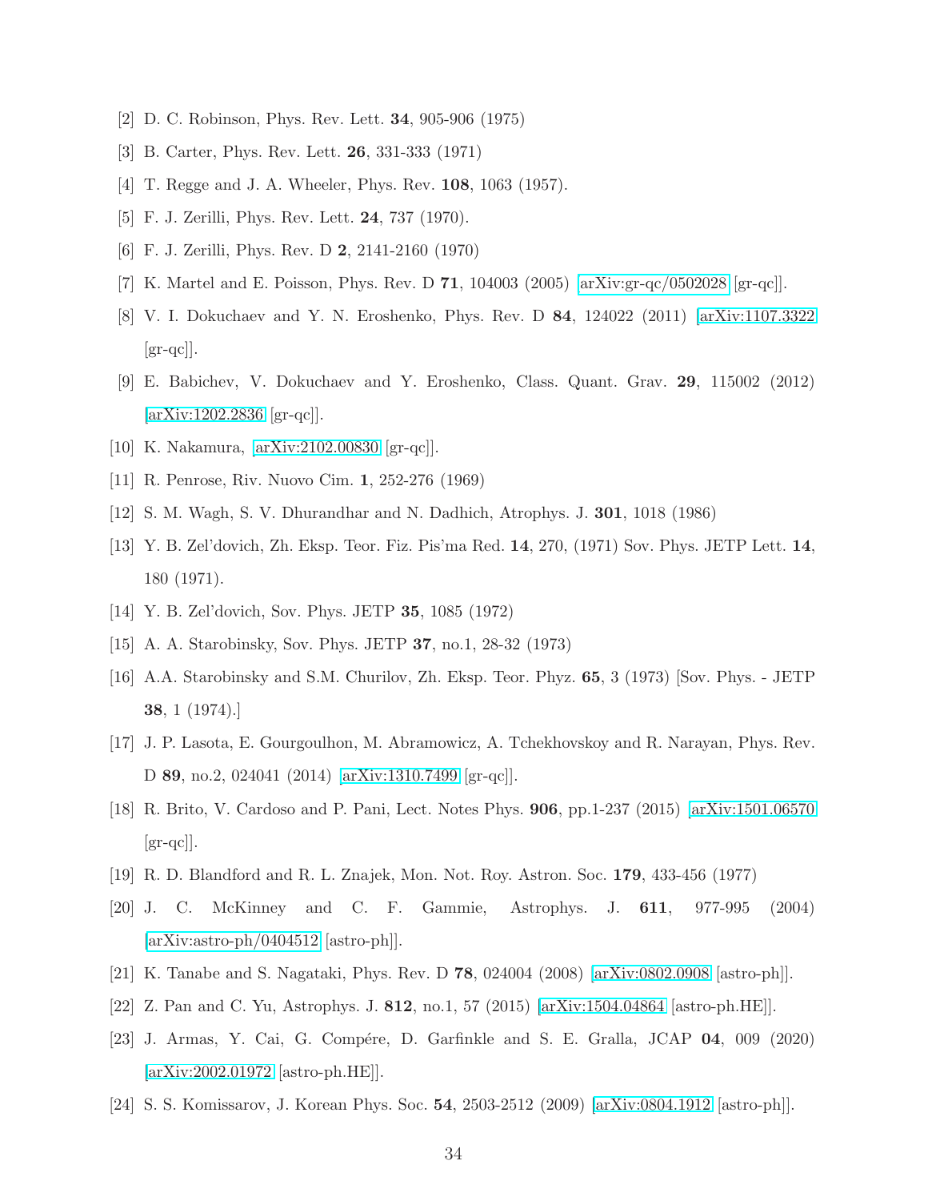[2] D. C. Robinson, Phys. Rev. Lett. **34**, 905-906 (1975)

[3] B. Carter, Phys. Rev. Lett. **26**, 331-333 (1971)

[4] T. Regge and J. A. Wheeler, Phys. Rev. **108**, 1063 (1957).

[5] F. J. Zerilli, Phys. Rev. Lett. **24**, 737 (1970).

[6] F. J. Zerilli, Phys. Rev. D **2**, 2141-2160 (1970)

[7] K. Martel and E. Poisson, Phys. Rev. D **71**, 104003 (2005) [arXiv:gr-qc/0502028 [gr-qc]].

[8] V. I. Dokuchaev and Y. N. Eroshenko, Phys. Rev. D **84**, 124022 (2011) [arXiv:1107.3322 [gr-qc]].

[9] E. Babichev, V. Dokuchaev and Y. Eroshenko, Class. Quant. Grav. **29**, 115002 (2012) [arXiv:1202.2836 [gr-qc]].

[10] K. Nakamura, [arXiv:2102.00830 [gr-qc]].

[11] R. Penrose, Riv. Nuovo Cim. **1**, 252-276 (1969)

[12] S. M. Wagh, S. V. Dhurandhar and N. Dadhich, Atrophys. J. **301**, 1018 (1986)

[13] Y. B. Zel'dovich, Zh. Eksp. Teor. Fiz. Pis'ma Red. **14**, 270, (1971) Sov. Phys. JETP Lett. **14**, 180 (1971).

[14] Y. B. Zel'dovich, Sov. Phys. JETP **35**, 1085 (1972)

[15] A. A. Starobinsky, Sov. Phys. JETP **37**, no.1, 28-32 (1973)

[16] A.A. Starobinsky and S.M. Churilov, Zh. Eksp. Teor. Phyz. **65**, 3 (1973) [Sov. Phys. - JETP **38**, 1 (1974).]

[17] J. P. Lasota, E. Gourgoulhon, M. Abramowicz, A. Tchekhovskoy and R. Narayan, Phys. Rev. D **89**, no.2, 024041 (2014) [arXiv:1310.7499 [gr-qc]].

[18] R. Brito, V. Cardoso and P. Pani, Lect. Notes Phys. **906**, pp.1-237 (2015) [arXiv:1501.06570 [gr-qc]].

[19] R. D. Blandford and R. L. Znajek, Mon. Not. Roy. Astron. Soc. **179**, 433-456 (1977)

[20] J. C. McKinney and C. F. Gammie, Astrophys. J. **611**, 977-995 (2004) [arXiv:astro-ph/0404512 [astro-ph]].

[21] K. Tanabe and S. Nagataki, Phys. Rev. D **78**, 024004 (2008) [arXiv:0802.0908 [astro-ph]].

[22] Z. Pan and C. Yu, Astrophys. J. **812**, no.1, 57 (2015) [arXiv:1504.04864 [astro-ph.HE]].

[23] J. Armas, Y. Cai, G. Compére, D. Garfinkle and S. E. Gralla, JCAP **04**, 009 (2020) [arXiv:2002.01972 [astro-ph.HE]].

[24] S. S. Komissarov, J. Korean Phys. Soc. **54**, 2503-2512 (2009) [arXiv:0804.1912 [astro-ph]].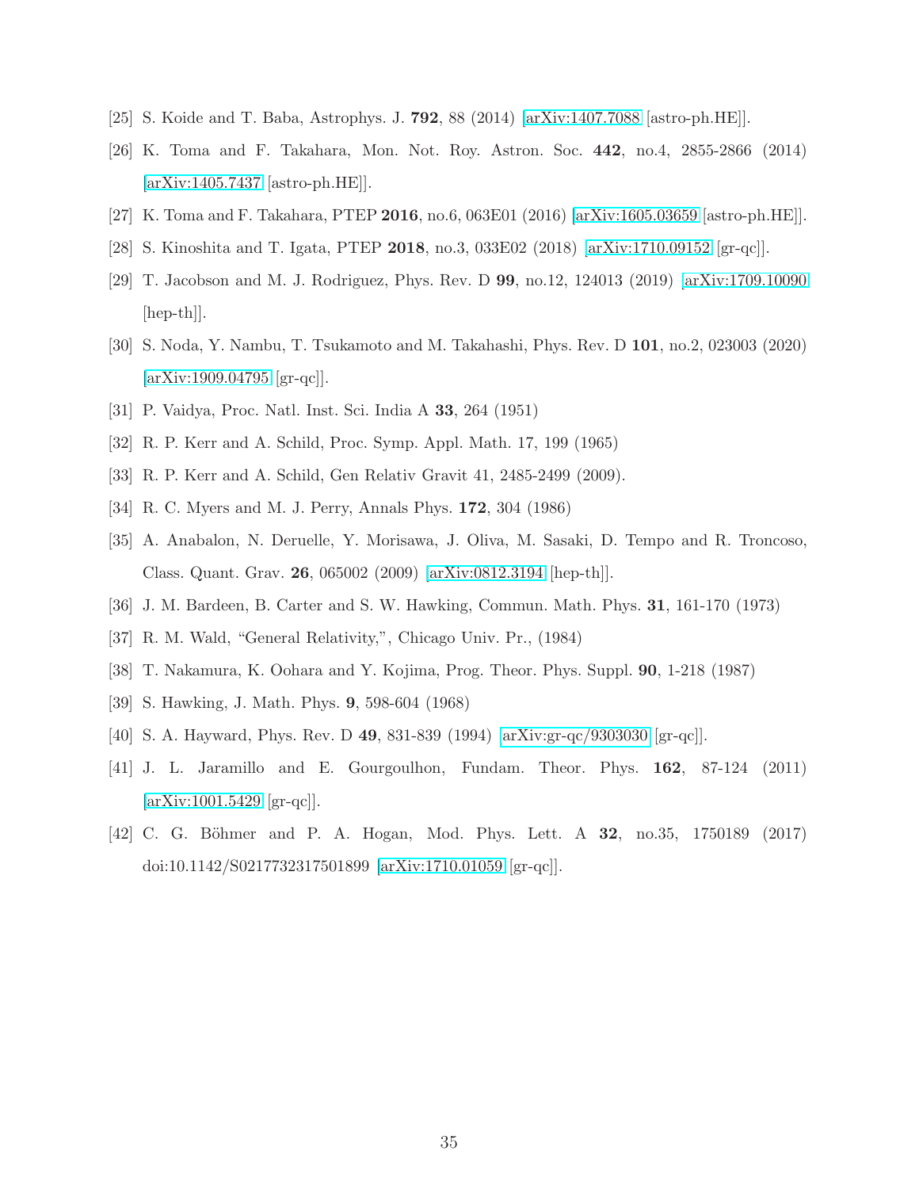[25] S. Koide and T. Baba, Astrophys. J. **792**, 88 (2014) [arXiv:1407.7088 [astro-ph.HE]].

[26] K. Toma and F. Takahara, Mon. Not. Roy. Astron. Soc. **442**, no.4, 2855-2866 (2014) [arXiv:1405.7437 [astro-ph.HE]].

[27] K. Toma and F. Takahara, PTEP **2016**, no.6, 063E01 (2016) [arXiv:1605.03659 [astro-ph.HE]].

[28] S. Kinoshita and T. Igata, PTEP **2018**, no.3, 033E02 (2018) [arXiv:1710.09152 [gr-qc]].

[29] T. Jacobson and M. J. Rodriguez, Phys. Rev. D **99**, no.12, 124013 (2019) [arXiv:1709.10090 [hep-th]].

[30] S. Noda, Y. Nambu, T. Tsukamoto and M. Takahashi, Phys. Rev. D **101**, no.2, 023003 (2020) [arXiv:1909.04795 [gr-qc]].

[31] P. Vaidya, Proc. Natl. Inst. Sci. India A **33**, 264 (1951)

[32] R. P. Kerr and A. Schild, Proc. Symp. Appl. Math. 17, 199 (1965)

[33] R. P. Kerr and A. Schild, Gen Relativ Gravit 41, 2485-2499 (2009).

[34] R. C. Myers and M. J. Perry, Annals Phys. **172**, 304 (1986)

[35] A. Anabalon, N. Deruelle, Y. Morisawa, J. Oliva, M. Sasaki, D. Tempo and R. Troncoso, Class. Quant. Grav. **26**, 065002 (2009) [arXiv:0812.3194 [hep-th]].

[36] J. M. Bardeen, B. Carter and S. W. Hawking, Commun. Math. Phys. **31**, 161-170 (1973)

[37] R. M. Wald, "General Relativity,", Chicago Univ. Pr., (1984)

[38] T. Nakamura, K. Oohara and Y. Kojima, Prog. Theor. Phys. Suppl. **90**, 1-218 (1987)

[39] S. Hawking, J. Math. Phys. **9**, 598-604 (1968)

[40] S. A. Hayward, Phys. Rev. D **49**, 831-839 (1994) [arXiv:gr-qc/9303030 [gr-qc]].

[41] J. L. Jaramillo and E. Gourgoulhon, Fundam. Theor. Phys. **162**, 87-124 (2011) [arXiv:1001.5429 [gr-qc]].

[42] C. G. Böhmer and P. A. Hogan, Mod. Phys. Lett. A **32**, no.35, 1750189 (2017) doi:10.1142/S0217732317501899 [arXiv:1710.01059 [gr-qc]].